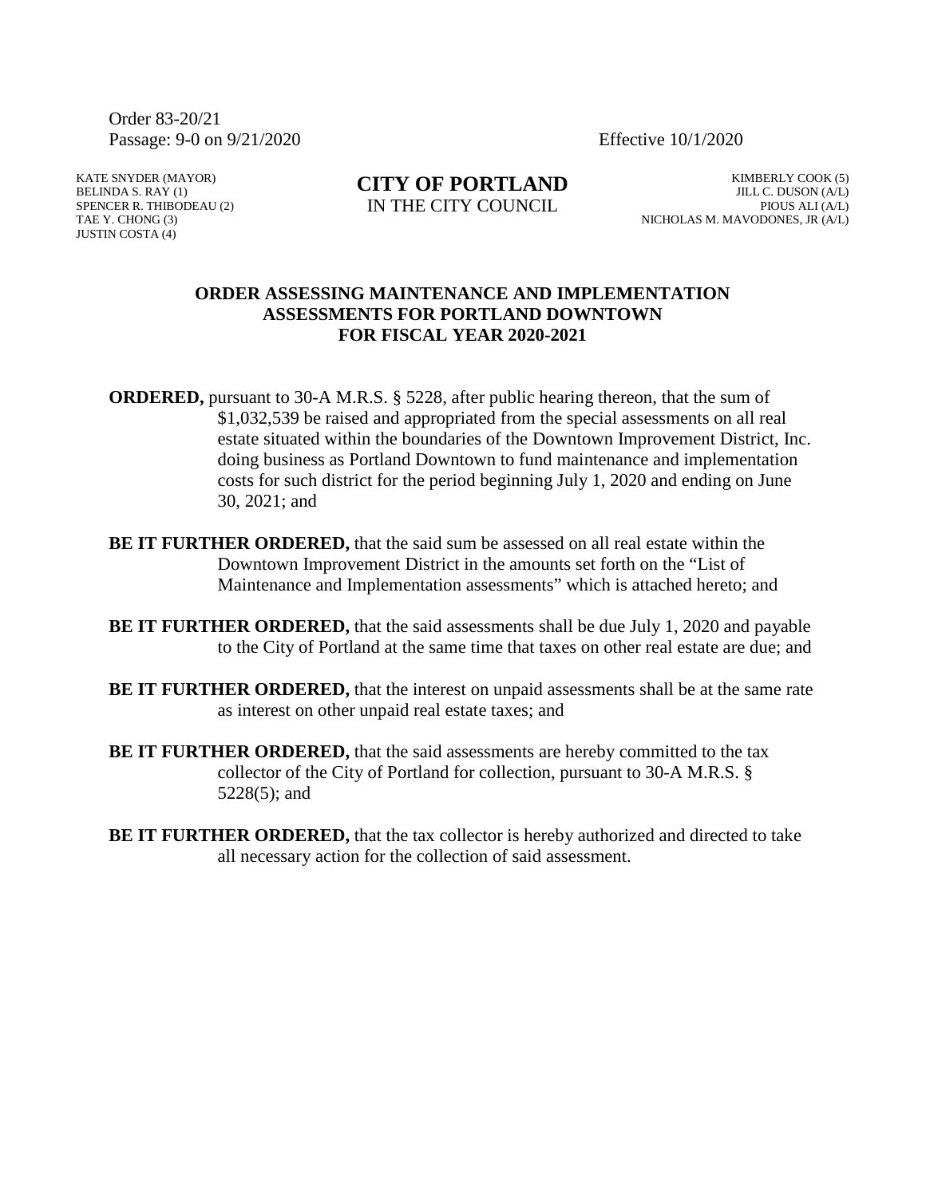Order 83-20/21
Passage: 9-0 on 9/21/2020 Effective 10/1/2020

KATE SNYDER (MAYOR)
BELINDA S. RAY (1)
SPENCER R. THIBODEAU (2)
TAE Y. CHONG (3)
JUSTIN COSTA (4)

**CITY OF PORTLAND**
IN THE CITY COUNCIL

KIMBERLY COOK (5)
JILL C. DUSON (A/L)
PIOUS ALI (A/L)
NICHOLAS M. MAVODONES, JR (A/L)

## ORDER ASSESSING MAINTENANCE AND IMPLEMENTATION ASSESSMENTS FOR PORTLAND DOWNTOWN FOR FISCAL YEAR 2020-2021

**ORDERED,** pursuant to 30-A M.R.S. § 5228, after public hearing thereon, that the sum of \$1,032,539 be raised and appropriated from the special assessments on all real estate situated within the boundaries of the Downtown Improvement District, Inc. doing business as Portland Downtown to fund maintenance and implementation costs for such district for the period beginning July 1, 2020 and ending on June 30, 2021; and

**BE IT FURTHER ORDERED,** that the said sum be assessed on all real estate within the Downtown Improvement District in the amounts set forth on the "List of Maintenance and Implementation assessments" which is attached hereto; and

**BE IT FURTHER ORDERED,** that the said assessments shall be due July 1, 2020 and payable to the City of Portland at the same time that taxes on other real estate are due; and

**BE IT FURTHER ORDERED,** that the interest on unpaid assessments shall be at the same rate as interest on other unpaid real estate taxes; and

**BE IT FURTHER ORDERED,** that the said assessments are hereby committed to the tax collector of the City of Portland for collection, pursuant to 30-A M.R.S. § 5228(5); and

**BE IT FURTHER ORDERED,** that the tax collector is hereby authorized and directed to take all necessary action for the collection of said assessment.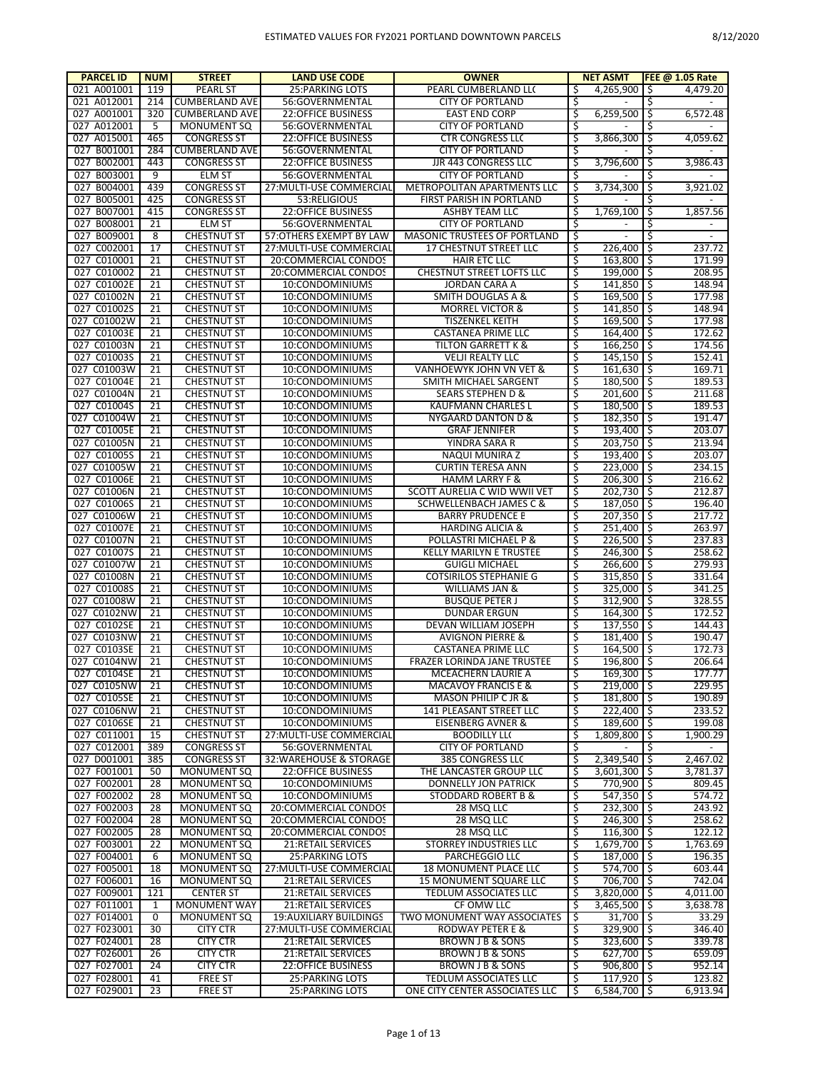| PARCEL ID | NUM | STREET | LAND USE CODE | OWNER | NET ASMT | FEE @ 1.05 Rate |
|---|---|---|---|---|---|---|
| 021 A001001 | 119 | PEARL ST | 25:PARKING LOTS | PEARL CUMBERLAND LLC | $ 4,265,900 | $ 4,479.20 |
| 021 A012001 | 214 | CUMBERLAND AVE | 56:GOVERNMENTAL | CITY OF PORTLAND | $ - | $ - |
| 027 A001001 | 320 | CUMBERLAND AVE | 22:OFFICE BUSINESS | EAST END CORP | $ 6,259,500 | $ 6,572.48 |
| 027 A012001 | 5 | MONUMENT SQ | 56:GOVERNMENTAL | CITY OF PORTLAND | $ - | $ - |
| 027 A015001 | 465 | CONGRESS ST | 22:OFFICE BUSINESS | CTR CONGRESS LLC | $ 3,866,300 | $ 4,059.62 |
| 027 B001001 | 284 | CUMBERLAND AVE | 56:GOVERNMENTAL | CITY OF PORTLAND | $ - | $ - |
| 027 B002001 | 443 | CONGRESS ST | 22:OFFICE BUSINESS | JJR 443 CONGRESS LLC | $ 3,796,600 | $ 3,986.43 |
| 027 B003001 | 9 | ELM ST | 56:GOVERNMENTAL | CITY OF PORTLAND | $ - | $ - |
| 027 B004001 | 439 | CONGRESS ST | 27:MULTI-USE COMMERCIAL | METROPOLITAN APARTMENTS LLC | $ 3,734,300 | $ 3,921.02 |
| 027 B005001 | 425 | CONGRESS ST | 53:RELIGIOUS | FIRST PARISH IN PORTLAND | $ - | $ - |
| 027 B007001 | 415 | CONGRESS ST | 22:OFFICE BUSINESS | ASHBY TEAM LLC | $ 1,769,100 | $ 1,857.56 |
| 027 B008001 | 21 | ELM ST | 56:GOVERNMENTAL | CITY OF PORTLAND | $ - | $ - |
| 027 B009001 | 8 | CHESTNUT ST | 57:OTHERS EXEMPT BY LAW | MASONIC TRUSTEES OF PORTLAND | $ - | $ - |
| 027 C002001 | 17 | CHESTNUT ST | 27:MULTI-USE COMMERCIAL | 17 CHESTNUT STREET LLC | $ 226,400 | $ 237.72 |
| 027 C010001 | 21 | CHESTNUT ST | 20:COMMERCIAL CONDOS | HAIR ETC LLC | $ 163,800 | $ 171.99 |
| 027 C010002 | 21 | CHESTNUT ST | 20:COMMERCIAL CONDOS | CHESTNUT STREET LOFTS LLC | $ 199,000 | $ 208.95 |
| 027 C01002E | 21 | CHESTNUT ST | 10:CONDOMINIUMS | JORDAN CARA A | $ 141,850 | $ 148.94 |
| 027 C01002N | 21 | CHESTNUT ST | 10:CONDOMINIUMS | SMITH DOUGLAS A & | $ 169,500 | $ 177.98 |
| 027 C01002S | 21 | CHESTNUT ST | 10:CONDOMINIUMS | MORREL VICTOR & | $ 141,850 | $ 148.94 |
| 027 C01002W | 21 | CHESTNUT ST | 10:CONDOMINIUMS | TISZENKEL KEITH | $ 169,500 | $ 177.98 |
| 027 C01003E | 21 | CHESTNUT ST | 10:CONDOMINIUMS | CASTANEA PRIME LLC | $ 164,400 | $ 172.62 |
| 027 C01003N | 21 | CHESTNUT ST | 10:CONDOMINIUMS | TILTON GARRETT K & | $ 166,250 | $ 174.56 |
| 027 C01003S | 21 | CHESTNUT ST | 10:CONDOMINIUMS | VELJI REALTY LLC | $ 145,150 | $ 152.41 |
| 027 C01003W | 21 | CHESTNUT ST | 10:CONDOMINIUMS | VANHOEWYK JOHN VN VET & | $ 161,630 | $ 169.71 |
| 027 C01004E | 21 | CHESTNUT ST | 10:CONDOMINIUMS | SMITH MICHAEL SARGENT | $ 180,500 | $ 189.53 |
| 027 C01004N | 21 | CHESTNUT ST | 10:CONDOMINIUMS | SEARS STEPHEN D & | $ 201,600 | $ 211.68 |
| 027 C01004S | 21 | CHESTNUT ST | 10:CONDOMINIUMS | KAUFMANN CHARLES L | $ 180,500 | $ 189.53 |
| 027 C01004W | 21 | CHESTNUT ST | 10:CONDOMINIUMS | NYGAARD DANTON D & | $ 182,350 | $ 191.47 |
| 027 C01005E | 21 | CHESTNUT ST | 10:CONDOMINIUMS | GRAF JENNIFER | $ 193,400 | $ 203.07 |
| 027 C01005N | 21 | CHESTNUT ST | 10:CONDOMINIUMS | YINDRA SARA R | $ 203,750 | $ 213.94 |
| 027 C01005S | 21 | CHESTNUT ST | 10:CONDOMINIUMS | NAQUI MUNIRA Z | $ 193,400 | $ 203.07 |
| 027 C01005W | 21 | CHESTNUT ST | 10:CONDOMINIUMS | CURTIN TERESA ANN | $ 223,000 | $ 234.15 |
| 027 C01006E | 21 | CHESTNUT ST | 10:CONDOMINIUMS | HAMM LARRY F & | $ 206,300 | $ 216.62 |
| 027 C01006N | 21 | CHESTNUT ST | 10:CONDOMINIUMS | SCOTT AURELIA C WID WWII VET | $ 202,730 | $ 212.87 |
| 027 C01006S | 21 | CHESTNUT ST | 10:CONDOMINIUMS | SCHWELLENBACH JAMES C & | $ 187,050 | $ 196.40 |
| 027 C01006W | 21 | CHESTNUT ST | 10:CONDOMINIUMS | BARRY PRUDENCE E | $ 207,350 | $ 217.72 |
| 027 C01007E | 21 | CHESTNUT ST | 10:CONDOMINIUMS | HARDING ALICIA & | $ 251,400 | $ 263.97 |
| 027 C01007N | 21 | CHESTNUT ST | 10:CONDOMINIUMS | POLLASTRI MICHAEL P & | $ 226,500 | $ 237.83 |
| 027 C01007S | 21 | CHESTNUT ST | 10:CONDOMINIUMS | KELLY MARILYN E TRUSTEE | $ 246,300 | $ 258.62 |
| 027 C01007W | 21 | CHESTNUT ST | 10:CONDOMINIUMS | GUIGLI MICHAEL | $ 266,600 | $ 279.93 |
| 027 C01008N | 21 | CHESTNUT ST | 10:CONDOMINIUMS | COTSIRILOS STEPHANIE G | $ 315,850 | $ 331.64 |
| 027 C01008S | 21 | CHESTNUT ST | 10:CONDOMINIUMS | WILLIAMS JAN & | $ 325,000 | $ 341.25 |
| 027 C01008W | 21 | CHESTNUT ST | 10:CONDOMINIUMS | BUSQUE PETER J | $ 312,900 | $ 328.55 |
| 027 C0102NW | 21 | CHESTNUT ST | 10:CONDOMINIUMS | DUNDAR ERGUN | $ 164,300 | $ 172.52 |
| 027 C0102SE | 21 | CHESTNUT ST | 10:CONDOMINIUMS | DEVAN WILLIAM JOSEPH | $ 137,550 | $ 144.43 |
| 027 C0103NW | 21 | CHESTNUT ST | 10:CONDOMINIUMS | AVIGNON PIERRE & | $ 181,400 | $ 190.47 |
| 027 C0103SE | 21 | CHESTNUT ST | 10:CONDOMINIUMS | CASTANEA PRIME LLC | $ 164,500 | $ 172.73 |
| 027 C0104NW | 21 | CHESTNUT ST | 10:CONDOMINIUMS | FRAZER LORINDA JANE TRUSTEE | $ 196,800 | $ 206.64 |
| 027 C0104SE | 21 | CHESTNUT ST | 10:CONDOMINIUMS | MCEACHERN LAURIE A | $ 169,300 | $ 177.77 |
| 027 C0105NW | 21 | CHESTNUT ST | 10:CONDOMINIUMS | MACAVOY FRANCIS E & | $ 219,000 | $ 229.95 |
| 027 C0105SE | 21 | CHESTNUT ST | 10:CONDOMINIUMS | MASON PHILIP C JR & | $ 181,800 | $ 190.89 |
| 027 C0106NW | 21 | CHESTNUT ST | 10:CONDOMINIUMS | 141 PLEASANT STREET LLC | $ 222,400 | $ 233.52 |
| 027 C0106SE | 21 | CHESTNUT ST | 10:CONDOMINIUMS | EISENBERG AVNER & | $ 189,600 | $ 199.08 |
| 027 C011001 | 15 | CHESTNUT ST | 27:MULTI-USE COMMERCIAL | BOODILLY LLC | $ 1,809,800 | $ 1,900.29 |
| 027 C012001 | 389 | CONGRESS ST | 56:GOVERNMENTAL | CITY OF PORTLAND | $ - | $ - |
| 027 D001001 | 385 | CONGRESS ST | 32:WAREHOUSE & STORAGE | 385 CONGRESS LLC | $ 2,349,540 | $ 2,467.02 |
| 027 F001001 | 50 | MONUMENT SQ | 22:OFFICE BUSINESS | THE LANCASTER GROUP LLC | $ 3,601,300 | $ 3,781.37 |
| 027 F002001 | 28 | MONUMENT SQ | 10:CONDOMINIUMS | DONNELLY JON PATRICK | $ 770,900 | $ 809.45 |
| 027 F002002 | 28 | MONUMENT SQ | 10:CONDOMINIUMS | STODDARD ROBERT B & | $ 547,350 | $ 574.72 |
| 027 F002003 | 28 | MONUMENT SQ | 20:COMMERCIAL CONDOS | 28 MSQ LLC | $ 232,300 | $ 243.92 |
| 027 F002004 | 28 | MONUMENT SQ | 20:COMMERCIAL CONDOS | 28 MSQ LLC | $ 246,300 | $ 258.62 |
| 027 F002005 | 28 | MONUMENT SQ | 20:COMMERCIAL CONDOS | 28 MSQ LLC | $ 116,300 | $ 122.12 |
| 027 F003001 | 22 | MONUMENT SQ | 21:RETAIL SERVICES | STORREY INDUSTRIES LLC | $ 1,679,700 | $ 1,763.69 |
| 027 F004001 | 6 | MONUMENT SQ | 25:PARKING LOTS | PARCHEGGIO LLC | $ 187,000 | $ 196.35 |
| 027 F005001 | 18 | MONUMENT SQ | 27:MULTI-USE COMMERCIAL | 18 MONUMENT PLACE LLC | $ 574,700 | $ 603.44 |
| 027 F006001 | 16 | MONUMENT SQ | 21:RETAIL SERVICES | 15 MONUMENT SQUARE LLC | $ 706,700 | $ 742.04 |
| 027 F009001 | 121 | CENTER ST | 21:RETAIL SERVICES | TEDLUM ASSOCIATES LLC | $ 3,820,000 | $ 4,011.00 |
| 027 F011001 | 1 | MONUMENT WAY | 21:RETAIL SERVICES | CF OMW LLC | $ 3,465,500 | $ 3,638.78 |
| 027 F014001 | 0 | MONUMENT SQ | 19:AUXILIARY BUILDINGS | TWO MONUMENT WAY ASSOCIATES | $ 31,700 | $ 33.29 |
| 027 F023001 | 30 | CITY CTR | 27:MULTI-USE COMMERCIAL | RODWAY PETER E & | $ 329,900 | $ 346.40 |
| 027 F024001 | 28 | CITY CTR | 21:RETAIL SERVICES | BROWN J B & SONS | $ 323,600 | $ 339.78 |
| 027 F026001 | 26 | CITY CTR | 21:RETAIL SERVICES | BROWN J B & SONS | $ 627,700 | $ 659.09 |
| 027 F027001 | 24 | CITY CTR | 22:OFFICE BUSINESS | BROWN J B & SONS | $ 906,800 | $ 952.14 |
| 027 F028001 | 41 | FREE ST | 25:PARKING LOTS | TEDLUM ASSOCIATES LLC | $ 117,920 | $ 123.82 |
| 027 F029001 | 23 | FREE ST | 25:PARKING LOTS | ONE CITY CENTER ASSOCIATES LLC | $ 6,584,700 | $ 6,913.94 |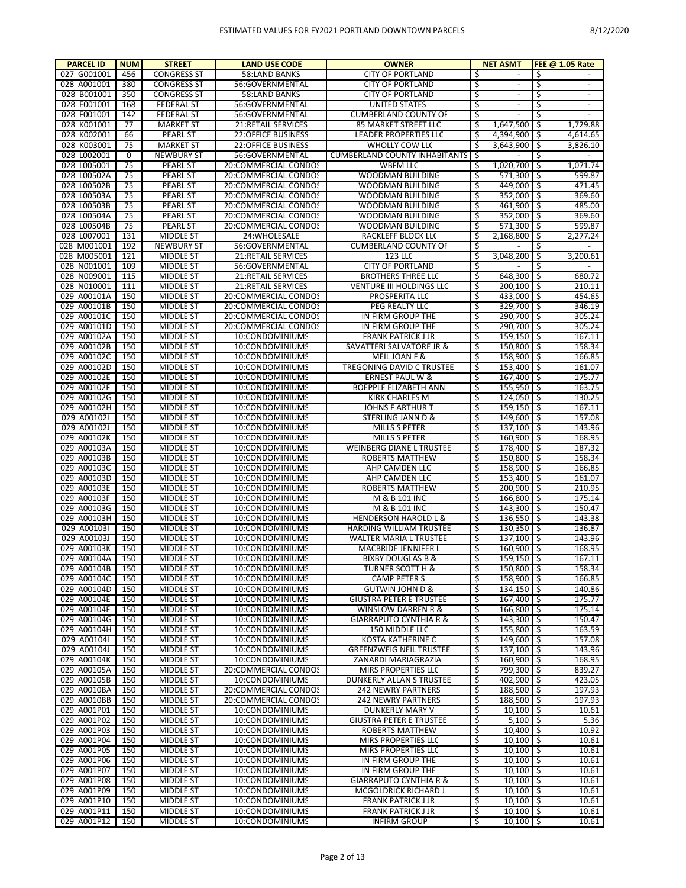| PARCEL ID | NUM | STREET | LAND USE CODE | OWNER | NET ASMT | FEE @ 1.05 Rate |
|---|---|---|---|---|---|---|
| 027 G001001 | 456 | CONGRESS ST | 58:LAND BANKS | CITY OF PORTLAND | $ - | $ - |
| 028 A001001 | 380 | CONGRESS ST | 56:GOVERNMENTAL | CITY OF PORTLAND | $ - | $ - |
| 028 B001001 | 350 | CONGRESS ST | 58:LAND BANKS | CITY OF PORTLAND | $ - | $ - |
| 028 E001001 | 168 | FEDERAL ST | 56:GOVERNMENTAL | UNITED STATES | $ - | $ - |
| 028 F001001 | 142 | FEDERAL ST | 56:GOVERNMENTAL | CUMBERLAND COUNTY OF | $ - | $ - |
| 028 K001001 | 77 | MARKET ST | 21:RETAIL SERVICES | 85 MARKET STREET LLC | $ 1,647,500 | $ 1,729.88 |
| 028 K002001 | 66 | PEARL ST | 22:OFFICE BUSINESS | LEADER PROPERTIES LLC | $ 4,394,900 | $ 4,614.65 |
| 028 K003001 | 75 | MARKET ST | 22:OFFICE BUSINESS | WHOLLY COW LLC | $ 3,643,900 | $ 3,826.10 |
| 028 L002001 | 0 | NEWBURY ST | 56:GOVERNMENTAL | CUMBERLAND COUNTY INHABITANTS | $ - | $ - |
| 028 L005001 | 75 | PEARL ST | 20:COMMERCIAL CONDOS | WBFM LLC | $ 1,020,700 | $ 1,071.74 |
| 028 L00502A | 75 | PEARL ST | 20:COMMERCIAL CONDOS | WOODMAN BUILDING | $ 571,300 | $ 599.87 |
| 028 L00502B | 75 | PEARL ST | 20:COMMERCIAL CONDOS | WOODMAN BUILDING | $ 449,000 | $ 471.45 |
| 028 L00503A | 75 | PEARL ST | 20:COMMERCIAL CONDOS | WOODMAN BUILDING | $ 352,000 | $ 369.60 |
| 028 L00503B | 75 | PEARL ST | 20:COMMERCIAL CONDOS | WOODMAN BUILDING | $ 461,900 | $ 485.00 |
| 028 L00504A | 75 | PEARL ST | 20:COMMERCIAL CONDOS | WOODMAN BUILDING | $ 352,000 | $ 369.60 |
| 028 L00504B | 75 | PEARL ST | 20:COMMERCIAL CONDOS | WOODMAN BUILDING | $ 571,300 | $ 599.87 |
| 028 L007001 | 131 | MIDDLE ST | 24:WHOLESALE | RACKLEFF BLOCK LLC | $ 2,168,800 | $ 2,277.24 |
| 028 M001001 | 192 | NEWBURY ST | 56:GOVERNMENTAL | CUMBERLAND COUNTY OF | $ - | $ - |
| 028 M005001 | 121 | MIDDLE ST | 21:RETAIL SERVICES | 123 LLC | $ 3,048,200 | $ 3,200.61 |
| 028 N001001 | 109 | MIDDLE ST | 56:GOVERNMENTAL | CITY OF PORTLAND | $ - | $ - |
| 028 N009001 | 115 | MIDDLE ST | 21:RETAIL SERVICES | BROTHERS THREE LLC | $ 648,300 | $ 680.72 |
| 028 N010001 | 111 | MIDDLE ST | 21:RETAIL SERVICES | VENTURE III HOLDINGS LLC | $ 200,100 | $ 210.11 |
| 029 A00101A | 150 | MIDDLE ST | 20:COMMERCIAL CONDOS | PROSPERITA LLC | $ 433,000 | $ 454.65 |
| 029 A00101B | 150 | MIDDLE ST | 20:COMMERCIAL CONDOS | PEG REALTY LLC | $ 329,700 | $ 346.19 |
| 029 A00101C | 150 | MIDDLE ST | 20:COMMERCIAL CONDOS | IN FIRM GROUP THE | $ 290,700 | $ 305.24 |
| 029 A00101D | 150 | MIDDLE ST | 20:COMMERCIAL CONDOS | IN FIRM GROUP THE | $ 290,700 | $ 305.24 |
| 029 A00102A | 150 | MIDDLE ST | 10:CONDOMINIUMS | FRANK PATRICK J JR | $ 159,150 | $ 167.11 |
| 029 A00102B | 150 | MIDDLE ST | 10:CONDOMINIUMS | SAVATTERI SALVATORE JR & | $ 150,800 | $ 158.34 |
| 029 A00102C | 150 | MIDDLE ST | 10:CONDOMINIUMS | MEIL JOAN F & | $ 158,900 | $ 166.85 |
| 029 A00102D | 150 | MIDDLE ST | 10:CONDOMINIUMS | TREGONING DAVID C TRUSTEE | $ 153,400 | $ 161.07 |
| 029 A00102E | 150 | MIDDLE ST | 10:CONDOMINIUMS | ERNEST PAUL W & | $ 167,400 | $ 175.77 |
| 029 A00102F | 150 | MIDDLE ST | 10:CONDOMINIUMS | BOEPPLE ELIZABETH ANN | $ 155,950 | $ 163.75 |
| 029 A00102G | 150 | MIDDLE ST | 10:CONDOMINIUMS | KIRK CHARLES M | $ 124,050 | $ 130.25 |
| 029 A00102H | 150 | MIDDLE ST | 10:CONDOMINIUMS | JOHNS F ARTHUR T | $ 159,150 | $ 167.11 |
| 029 A00102I | 150 | MIDDLE ST | 10:CONDOMINIUMS | STERLING JANN D & | $ 149,600 | $ 157.08 |
| 029 A00102J | 150 | MIDDLE ST | 10:CONDOMINIUMS | MILLS S PETER | $ 137,100 | $ 143.96 |
| 029 A00102K | 150 | MIDDLE ST | 10:CONDOMINIUMS | MILLS S PETER | $ 160,900 | $ 168.95 |
| 029 A00103A | 150 | MIDDLE ST | 10:CONDOMINIUMS | WEINBERG DIANE L TRUSTEE | $ 178,400 | $ 187.32 |
| 029 A00103B | 150 | MIDDLE ST | 10:CONDOMINIUMS | ROBERTS MATTHEW | $ 150,800 | $ 158.34 |
| 029 A00103C | 150 | MIDDLE ST | 10:CONDOMINIUMS | AHP CAMDEN LLC | $ 158,900 | $ 166.85 |
| 029 A00103D | 150 | MIDDLE ST | 10:CONDOMINIUMS | AHP CAMDEN LLC | $ 153,400 | $ 161.07 |
| 029 A00103E | 150 | MIDDLE ST | 10:CONDOMINIUMS | ROBERTS MATTHEW | $ 200,900 | $ 210.95 |
| 029 A00103F | 150 | MIDDLE ST | 10:CONDOMINIUMS | M & B 101 INC | $ 166,800 | $ 175.14 |
| 029 A00103G | 150 | MIDDLE ST | 10:CONDOMINIUMS | M & B 101 INC | $ 143,300 | $ 150.47 |
| 029 A00103H | 150 | MIDDLE ST | 10:CONDOMINIUMS | HENDERSON HAROLD L & | $ 136,550 | $ 143.38 |
| 029 A00103I | 150 | MIDDLE ST | 10:CONDOMINIUMS | HARDING WILLIAM TRUSTEE | $ 130,350 | $ 136.87 |
| 029 A00103J | 150 | MIDDLE ST | 10:CONDOMINIUMS | WALTER MARIA L TRUSTEE | $ 137,100 | $ 143.96 |
| 029 A00103K | 150 | MIDDLE ST | 10:CONDOMINIUMS | MACBRIDE JENNIFER L | $ 160,900 | $ 168.95 |
| 029 A00104A | 150 | MIDDLE ST | 10:CONDOMINIUMS | BIXBY DOUGLAS B & | $ 159,150 | $ 167.11 |
| 029 A00104B | 150 | MIDDLE ST | 10:CONDOMINIUMS | TURNER SCOTT H & | $ 150,800 | $ 158.34 |
| 029 A00104C | 150 | MIDDLE ST | 10:CONDOMINIUMS | CAMP PETER S | $ 158,900 | $ 166.85 |
| 029 A00104D | 150 | MIDDLE ST | 10:CONDOMINIUMS | GUTWIN JOHN D & | $ 134,150 | $ 140.86 |
| 029 A00104E | 150 | MIDDLE ST | 10:CONDOMINIUMS | GIUSTRA PETER E TRUSTEE | $ 167,400 | $ 175.77 |
| 029 A00104F | 150 | MIDDLE ST | 10:CONDOMINIUMS | WINSLOW DARREN R & | $ 166,800 | $ 175.14 |
| 029 A00104G | 150 | MIDDLE ST | 10:CONDOMINIUMS | GIARRAPUTO CYNTHIA R & | $ 143,300 | $ 150.47 |
| 029 A00104H | 150 | MIDDLE ST | 10:CONDOMINIUMS | 150 MIDDLE LLC | $ 155,800 | $ 163.59 |
| 029 A00104I | 150 | MIDDLE ST | 10:CONDOMINIUMS | KOSTA KATHERINE C | $ 149,600 | $ 157.08 |
| 029 A00104J | 150 | MIDDLE ST | 10:CONDOMINIUMS | GREENZWEIG NEIL TRUSTEE | $ 137,100 | $ 143.96 |
| 029 A00104K | 150 | MIDDLE ST | 10:CONDOMINIUMS | ZANARDI MARIAGRAZIA | $ 160,900 | $ 168.95 |
| 029 A00105A | 150 | MIDDLE ST | 20:COMMERCIAL CONDOS | MIRS PROPERTIES LLC | $ 799,300 | $ 839.27 |
| 029 A00105B | 150 | MIDDLE ST | 10:CONDOMINIUMS | DUNKERLY ALLAN S TRUSTEE | $ 402,900 | $ 423.05 |
| 029 A0010BA | 150 | MIDDLE ST | 20:COMMERCIAL CONDOS | 242 NEWRY PARTNERS | $ 188,500 | $ 197.93 |
| 029 A0010BB | 150 | MIDDLE ST | 20:COMMERCIAL CONDOS | 242 NEWRY PARTNERS | $ 188,500 | $ 197.93 |
| 029 A001P01 | 150 | MIDDLE ST | 10:CONDOMINIUMS | DUNKERLY MARY V | $ 10,100 | $ 10.61 |
| 029 A001P02 | 150 | MIDDLE ST | 10:CONDOMINIUMS | GIUSTRA PETER E TRUSTEE | $ 5,100 | $ 5.36 |
| 029 A001P03 | 150 | MIDDLE ST | 10:CONDOMINIUMS | ROBERTS MATTHEW | $ 10,400 | $ 10.92 |
| 029 A001P04 | 150 | MIDDLE ST | 10:CONDOMINIUMS | MIRS PROPERTIES LLC | $ 10,100 | $ 10.61 |
| 029 A001P05 | 150 | MIDDLE ST | 10:CONDOMINIUMS | MIRS PROPERTIES LLC | $ 10,100 | $ 10.61 |
| 029 A001P06 | 150 | MIDDLE ST | 10:CONDOMINIUMS | IN FIRM GROUP THE | $ 10,100 | $ 10.61 |
| 029 A001P07 | 150 | MIDDLE ST | 10:CONDOMINIUMS | IN FIRM GROUP THE | $ 10,100 | $ 10.61 |
| 029 A001P08 | 150 | MIDDLE ST | 10:CONDOMINIUMS | GIARRAPUTO CYNTHIA R & | $ 10,100 | $ 10.61 |
| 029 A001P09 | 150 | MIDDLE ST | 10:CONDOMINIUMS | MCGOLDRICK RICHARD J | $ 10,100 | $ 10.61 |
| 029 A001P10 | 150 | MIDDLE ST | 10:CONDOMINIUMS | FRANK PATRICK J JR | $ 10,100 | $ 10.61 |
| 029 A001P11 | 150 | MIDDLE ST | 10:CONDOMINIUMS | FRANK PATRICK J JR | $ 10,100 | $ 10.61 |
| 029 A001P12 | 150 | MIDDLE ST | 10:CONDOMINIUMS | INFIRM GROUP | $ 10,100 | $ 10.61 |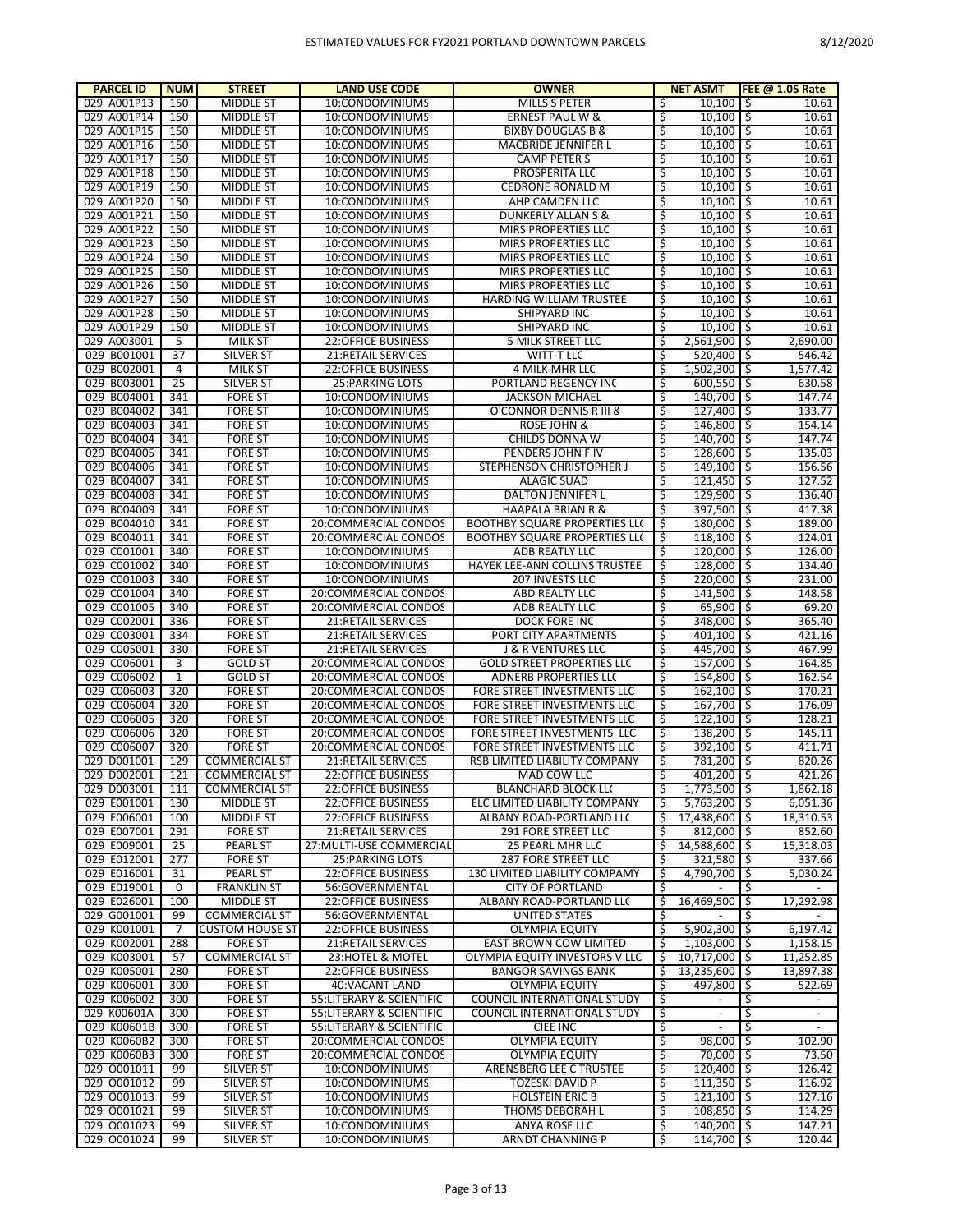| PARCEL ID | NUM | STREET | LAND USE CODE | OWNER | NET ASMT | FEE @ 1.05 Rate |
|---|---|---|---|---|---|---|
| 029 A001P13 | 150 | MIDDLE ST | 10:CONDOMINIUMS | MILLS S PETER | $ 10,100 | $ 10.61 |
| 029 A001P14 | 150 | MIDDLE ST | 10:CONDOMINIUMS | ERNEST PAUL W & | $ 10,100 | $ 10.61 |
| 029 A001P15 | 150 | MIDDLE ST | 10:CONDOMINIUMS | BIXBY DOUGLAS B & | $ 10,100 | $ 10.61 |
| 029 A001P16 | 150 | MIDDLE ST | 10:CONDOMINIUMS | MACBRIDE JENNIFER L | $ 10,100 | $ 10.61 |
| 029 A001P17 | 150 | MIDDLE ST | 10:CONDOMINIUMS | CAMP PETER S | $ 10,100 | $ 10.61 |
| 029 A001P18 | 150 | MIDDLE ST | 10:CONDOMINIUMS | PROSPERITA LLC | $ 10,100 | $ 10.61 |
| 029 A001P19 | 150 | MIDDLE ST | 10:CONDOMINIUMS | CEDRONE RONALD M | $ 10,100 | $ 10.61 |
| 029 A001P20 | 150 | MIDDLE ST | 10:CONDOMINIUMS | AHP CAMDEN LLC | $ 10,100 | $ 10.61 |
| 029 A001P21 | 150 | MIDDLE ST | 10:CONDOMINIUMS | DUNKERLY ALLAN S & | $ 10,100 | $ 10.61 |
| 029 A001P22 | 150 | MIDDLE ST | 10:CONDOMINIUMS | MIRS PROPERTIES LLC | $ 10,100 | $ 10.61 |
| 029 A001P23 | 150 | MIDDLE ST | 10:CONDOMINIUMS | MIRS PROPERTIES LLC | $ 10,100 | $ 10.61 |
| 029 A001P24 | 150 | MIDDLE ST | 10:CONDOMINIUMS | MIRS PROPERTIES LLC | $ 10,100 | $ 10.61 |
| 029 A001P25 | 150 | MIDDLE ST | 10:CONDOMINIUMS | MIRS PROPERTIES LLC | $ 10,100 | $ 10.61 |
| 029 A001P26 | 150 | MIDDLE ST | 10:CONDOMINIUMS | MIRS PROPERTIES LLC | $ 10,100 | $ 10.61 |
| 029 A001P27 | 150 | MIDDLE ST | 10:CONDOMINIUMS | HARDING WILLIAM TRUSTEE | $ 10,100 | $ 10.61 |
| 029 A001P28 | 150 | MIDDLE ST | 10:CONDOMINIUMS | SHIPYARD INC | $ 10,100 | $ 10.61 |
| 029 A001P29 | 150 | MIDDLE ST | 10:CONDOMINIUMS | SHIPYARD INC | $ 10,100 | $ 10.61 |
| 029 A003001 | 5 | MILK ST | 22:OFFICE BUSINESS | 5 MILK STREET LLC | $ 2,561,900 | $ 2,690.00 |
| 029 B001001 | 37 | SILVER ST | 21:RETAIL SERVICES | WITT-T LLC | $ 520,400 | $ 546.42 |
| 029 B002001 | 4 | MILK ST | 22:OFFICE BUSINESS | 4 MILK MHR LLC | $ 1,502,300 | $ 1,577.42 |
| 029 B003001 | 25 | SILVER ST | 25:PARKING LOTS | PORTLAND REGENCY INC | $ 600,550 | $ 630.58 |
| 029 B004001 | 341 | FORE ST | 10:CONDOMINIUMS | JACKSON MICHAEL | $ 140,700 | $ 147.74 |
| 029 B004002 | 341 | FORE ST | 10:CONDOMINIUMS | O'CONNOR DENNIS R III & | $ 127,400 | $ 133.77 |
| 029 B004003 | 341 | FORE ST | 10:CONDOMINIUMS | ROSE JOHN & | $ 146,800 | $ 154.14 |
| 029 B004004 | 341 | FORE ST | 10:CONDOMINIUMS | CHILDS DONNA W | $ 140,700 | $ 147.74 |
| 029 B004005 | 341 | FORE ST | 10:CONDOMINIUMS | PENDERS JOHN F IV | $ 128,600 | $ 135.03 |
| 029 B004006 | 341 | FORE ST | 10:CONDOMINIUMS | STEPHENSON CHRISTOPHER J | $ 149,100 | $ 156.56 |
| 029 B004007 | 341 | FORE ST | 10:CONDOMINIUMS | ALAGIC SUAD | $ 121,450 | $ 127.52 |
| 029 B004008 | 341 | FORE ST | 10:CONDOMINIUMS | DALTON JENNIFER L | $ 129,900 | $ 136.40 |
| 029 B004009 | 341 | FORE ST | 10:CONDOMINIUMS | HAAPALA BRIAN R & | $ 397,500 | $ 417.38 |
| 029 B004010 | 341 | FORE ST | 20:COMMERCIAL CONDOS | BOOTHBY SQUARE PROPERTIES LLC | $ 180,000 | $ 189.00 |
| 029 B004011 | 341 | FORE ST | 20:COMMERCIAL CONDOS | BOOTHBY SQUARE PROPERTIES LLC | $ 118,100 | $ 124.01 |
| 029 C001001 | 340 | FORE ST | 10:CONDOMINIUMS | ADB REATLY LLC | $ 120,000 | $ 126.00 |
| 029 C001002 | 340 | FORE ST | 10:CONDOMINIUMS | HAYEK LEE-ANN COLLINS TRUSTEE | $ 128,000 | $ 134.40 |
| 029 C001003 | 340 | FORE ST | 10:CONDOMINIUMS | 207 INVESTS LLC | $ 220,000 | $ 231.00 |
| 029 C001004 | 340 | FORE ST | 20:COMMERCIAL CONDOS | ABD REALTY LLC | $ 141,500 | $ 148.58 |
| 029 C001005 | 340 | FORE ST | 20:COMMERCIAL CONDOS | ADB REALTY LLC | $ 65,900 | $ 69.20 |
| 029 C002001 | 336 | FORE ST | 21:RETAIL SERVICES | DOCK FORE INC | $ 348,000 | $ 365.40 |
| 029 C003001 | 334 | FORE ST | 21:RETAIL SERVICES | PORT CITY APARTMENTS | $ 401,100 | $ 421.16 |
| 029 C005001 | 330 | FORE ST | 21:RETAIL SERVICES | J & R VENTURES LLC | $ 445,700 | $ 467.99 |
| 029 C006001 | 3 | GOLD ST | 20:COMMERCIAL CONDOS | GOLD STREET PROPERTIES LLC | $ 157,000 | $ 164.85 |
| 029 C006002 | 1 | GOLD ST | 20:COMMERCIAL CONDOS | ADNERB PROPERTIES LLC | $ 154,800 | $ 162.54 |
| 029 C006003 | 320 | FORE ST | 20:COMMERCIAL CONDOS | FORE STREET INVESTMENTS LLC | $ 162,100 | $ 170.21 |
| 029 C006004 | 320 | FORE ST | 20:COMMERCIAL CONDOS | FORE STREET INVESTMENTS LLC | $ 167,700 | $ 176.09 |
| 029 C006005 | 320 | FORE ST | 20:COMMERCIAL CONDOS | FORE STREET INVESTMENTS LLC | $ 122,100 | $ 128.21 |
| 029 C006006 | 320 | FORE ST | 20:COMMERCIAL CONDOS | FORE STREET INVESTMENTS LLC | $ 138,200 | $ 145.11 |
| 029 C006007 | 320 | FORE ST | 20:COMMERCIAL CONDOS | FORE STREET INVESTMENTS LLC | $ 392,100 | $ 411.71 |
| 029 D001001 | 129 | COMMERCIAL ST | 21:RETAIL SERVICES | RSB LIMITED LIABILITY COMPANY | $ 781,200 | $ 820.26 |
| 029 D002001 | 121 | COMMERCIAL ST | 22:OFFICE BUSINESS | MAD COW LLC | $ 401,200 | $ 421.26 |
| 029 D003001 | 111 | COMMERCIAL ST | 22:OFFICE BUSINESS | BLANCHARD BLOCK LLC | $ 1,773,500 | $ 1,862.18 |
| 029 E001001 | 130 | MIDDLE ST | 22:OFFICE BUSINESS | ELC LIMITED LIABILITY COMPANY | $ 5,763,200 | $ 6,051.36 |
| 029 E006001 | 100 | MIDDLE ST | 22:OFFICE BUSINESS | ALBANY ROAD-PORTLAND LLC | $ 17,438,600 | $ 18,310.53 |
| 029 E007001 | 291 | FORE ST | 21:RETAIL SERVICES | 291 FORE STREET LLC | $ 812,000 | $ 852.60 |
| 029 E009001 | 25 | PEARL ST | 27:MULTI-USE COMMERCIAL | 25 PEARL MHR LLC | $ 14,588,600 | $ 15,318.03 |
| 029 E012001 | 277 | FORE ST | 25:PARKING LOTS | 287 FORE STREET LLC | $ 321,580 | $ 337.66 |
| 029 E016001 | 31 | PEARL ST | 22:OFFICE BUSINESS | 130 LIMITED LIABILITY COMPAMY | $ 4,790,700 | $ 5,030.24 |
| 029 E019001 | 0 | FRANKLIN ST | 56:GOVERNMENTAL | CITY OF PORTLAND | $ - | $ - |
| 029 E026001 | 100 | MIDDLE ST | 22:OFFICE BUSINESS | ALBANY ROAD-PORTLAND LLC | $ 16,469,500 | $ 17,292.98 |
| 029 G001001 | 99 | COMMERCIAL ST | 56:GOVERNMENTAL | UNITED STATES | $ - | $ - |
| 029 K001001 | 7 | CUSTOM HOUSE ST | 22:OFFICE BUSINESS | OLYMPIA EQUITY | $ 5,902,300 | $ 6,197.42 |
| 029 K002001 | 288 | FORE ST | 21:RETAIL SERVICES | EAST BROWN COW LIMITED | $ 1,103,000 | $ 1,158.15 |
| 029 K003001 | 57 | COMMERCIAL ST | 23:HOTEL & MOTEL | OLYMPIA EQUITY INVESTORS V LLC | $ 10,717,000 | $ 11,252.85 |
| 029 K005001 | 280 | FORE ST | 22:OFFICE BUSINESS | BANGOR SAVINGS BANK | $ 13,235,600 | $ 13,897.38 |
| 029 K006001 | 300 | FORE ST | 40:VACANT LAND | OLYMPIA EQUITY | $ 497,800 | $ 522.69 |
| 029 K006002 | 300 | FORE ST | 55:LITERARY & SCIENTIFIC | COUNCIL INTERNATIONAL STUDY | $ - | $ - |
| 029 K00601A | 300 | FORE ST | 55:LITERARY & SCIENTIFIC | COUNCIL INTERNATIONAL STUDY | $ - | $ - |
| 029 K00601B | 300 | FORE ST | 55:LITERARY & SCIENTIFIC | CIEE INC | $ - | $ - |
| 029 K0060B2 | 300 | FORE ST | 20:COMMERCIAL CONDOS | OLYMPIA EQUITY | $ 98,000 | $ 102.90 |
| 029 K0060B3 | 300 | FORE ST | 20:COMMERCIAL CONDOS | OLYMPIA EQUITY | $ 70,000 | $ 73.50 |
| 029 O001011 | 99 | SILVER ST | 10:CONDOMINIUMS | ARENSBERG LEE C TRUSTEE | $ 120,400 | $ 126.42 |
| 029 O001012 | 99 | SILVER ST | 10:CONDOMINIUMS | TOZESKI DAVID P | $ 111,350 | $ 116.92 |
| 029 O001013 | 99 | SILVER ST | 10:CONDOMINIUMS | HOLSTEIN ERIC B | $ 121,100 | $ 127.16 |
| 029 O001021 | 99 | SILVER ST | 10:CONDOMINIUMS | THOMS DEBORAH L | $ 108,850 | $ 114.29 |
| 029 O001023 | 99 | SILVER ST | 10:CONDOMINIUMS | ANYA ROSE LLC | $ 140,200 | $ 147.21 |
| 029 O001024 | 99 | SILVER ST | 10:CONDOMINIUMS | ARNDT CHANNING P | $ 114,700 | $ 120.44 |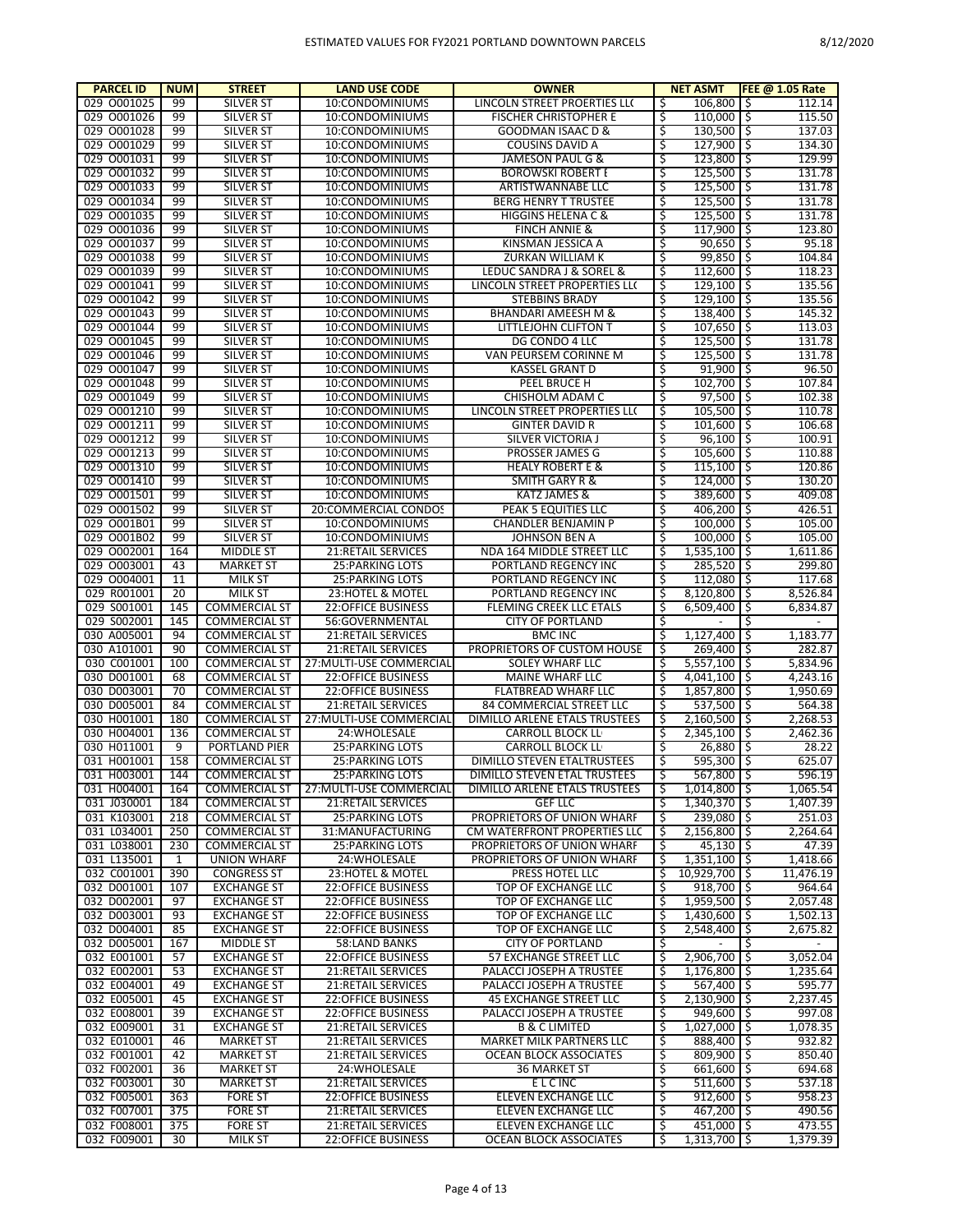| PARCEL ID | NUM | STREET | LAND USE CODE | OWNER | NET ASMT | FEE @ 1.05 Rate |
|---|---|---|---|---|---|---|
| 029 O001025 | 99 | SILVER ST | 10:CONDOMINIUMS | LINCOLN STREET PROERTIES LLC | $ 106,800 | $ 112.14 |
| 029 O001026 | 99 | SILVER ST | 10:CONDOMINIUMS | FISCHER CHRISTOPHER E | $ 110,000 | $ 115.50 |
| 029 O001028 | 99 | SILVER ST | 10:CONDOMINIUMS | GOODMAN ISAAC D & | $ 130,500 | $ 137.03 |
| 029 O001029 | 99 | SILVER ST | 10:CONDOMINIUMS | COUSINS DAVID A | $ 127,900 | $ 134.30 |
| 029 O001031 | 99 | SILVER ST | 10:CONDOMINIUMS | JAMESON PAUL G & | $ 123,800 | $ 129.99 |
| 029 O001032 | 99 | SILVER ST | 10:CONDOMINIUMS | BOROWSKI ROBERT E | $ 125,500 | $ 131.78 |
| 029 O001033 | 99 | SILVER ST | 10:CONDOMINIUMS | ARTISTWANNABE LLC | $ 125,500 | $ 131.78 |
| 029 O001034 | 99 | SILVER ST | 10:CONDOMINIUMS | BERG HENRY T TRUSTEE | $ 125,500 | $ 131.78 |
| 029 O001035 | 99 | SILVER ST | 10:CONDOMINIUMS | HIGGINS HELENA C & | $ 125,500 | $ 131.78 |
| 029 O001036 | 99 | SILVER ST | 10:CONDOMINIUMS | FINCH ANNIE & | $ 117,900 | $ 123.80 |
| 029 O001037 | 99 | SILVER ST | 10:CONDOMINIUMS | KINSMAN JESSICA A | $ 90,650 | $ 95.18 |
| 029 O001038 | 99 | SILVER ST | 10:CONDOMINIUMS | ZURKAN WILLIAM K | $ 99,850 | $ 104.84 |
| 029 O001039 | 99 | SILVER ST | 10:CONDOMINIUMS | LEDUC SANDRA J & SOREL & | $ 112,600 | $ 118.23 |
| 029 O001041 | 99 | SILVER ST | 10:CONDOMINIUMS | LINCOLN STREET PROPERTIES LLC | $ 129,100 | $ 135.56 |
| 029 O001042 | 99 | SILVER ST | 10:CONDOMINIUMS | STEBBINS BRADY | $ 129,100 | $ 135.56 |
| 029 O001043 | 99 | SILVER ST | 10:CONDOMINIUMS | BHANDARI AMEESH M & | $ 138,400 | $ 145.32 |
| 029 O001044 | 99 | SILVER ST | 10:CONDOMINIUMS | LITTLEJOHN CLIFTON T | $ 107,650 | $ 113.03 |
| 029 O001045 | 99 | SILVER ST | 10:CONDOMINIUMS | DG CONDO 4 LLC | $ 125,500 | $ 131.78 |
| 029 O001046 | 99 | SILVER ST | 10:CONDOMINIUMS | VAN PEURSEM CORINNE M | $ 125,500 | $ 131.78 |
| 029 O001047 | 99 | SILVER ST | 10:CONDOMINIUMS | KASSEL GRANT D | $ 91,900 | $ 96.50 |
| 029 O001048 | 99 | SILVER ST | 10:CONDOMINIUMS | PEEL BRUCE H | $ 102,700 | $ 107.84 |
| 029 O001049 | 99 | SILVER ST | 10:CONDOMINIUMS | CHISHOLM ADAM C | $ 97,500 | $ 102.38 |
| 029 O001210 | 99 | SILVER ST | 10:CONDOMINIUMS | LINCOLN STREET PROPERTIES LLC | $ 105,500 | $ 110.78 |
| 029 O001211 | 99 | SILVER ST | 10:CONDOMINIUMS | GINTER DAVID R | $ 101,600 | $ 106.68 |
| 029 O001212 | 99 | SILVER ST | 10:CONDOMINIUMS | SILVER VICTORIA J | $ 96,100 | $ 100.91 |
| 029 O001213 | 99 | SILVER ST | 10:CONDOMINIUMS | PROSSER JAMES G | $ 105,600 | $ 110.88 |
| 029 O001310 | 99 | SILVER ST | 10:CONDOMINIUMS | HEALY ROBERT E & | $ 115,100 | $ 120.86 |
| 029 O001410 | 99 | SILVER ST | 10:CONDOMINIUMS | SMITH GARY R & | $ 124,000 | $ 130.20 |
| 029 O001501 | 99 | SILVER ST | 10:CONDOMINIUMS | KATZ JAMES & | $ 389,600 | $ 409.08 |
| 029 O001502 | 99 | SILVER ST | 20:COMMERCIAL CONDOS | PEAK 5 EQUITIES LLC | $ 406,200 | $ 426.51 |
| 029 O001B01 | 99 | SILVER ST | 10:CONDOMINIUMS | CHANDLER BENJAMIN P | $ 100,000 | $ 105.00 |
| 029 O001B02 | 99 | SILVER ST | 10:CONDOMINIUMS | JOHNSON BEN A | $ 100,000 | $ 105.00 |
| 029 O002001 | 164 | MIDDLE ST | 21:RETAIL SERVICES | NDA 164 MIDDLE STREET LLC | $ 1,535,100 | $ 1,611.86 |
| 029 O003001 | 43 | MARKET ST | 25:PARKING LOTS | PORTLAND REGENCY INC | $ 285,520 | $ 299.80 |
| 029 O004001 | 11 | MILK ST | 25:PARKING LOTS | PORTLAND REGENCY INC | $ 112,080 | $ 117.68 |
| 029 R001001 | 20 | MILK ST | 23:HOTEL & MOTEL | PORTLAND REGENCY INC | $ 8,120,800 | $ 8,526.84 |
| 029 S001001 | 145 | COMMERCIAL ST | 22:OFFICE BUSINESS | FLEMING CREEK LLC ETALS | $ 6,509,400 | $ 6,834.87 |
| 029 S002001 | 145 | COMMERCIAL ST | 56:GOVERNMENTAL | CITY OF PORTLAND | $ - | $ - |
| 030 A005001 | 94 | COMMERCIAL ST | 21:RETAIL SERVICES | BMC INC | $ 1,127,400 | $ 1,183.77 |
| 030 A101001 | 90 | COMMERCIAL ST | 21:RETAIL SERVICES | PROPRIETORS OF CUSTOM HOUSE | $ 269,400 | $ 282.87 |
| 030 C001001 | 100 | COMMERCIAL ST | 27:MULTI-USE COMMERCIAL | SOLEY WHARF LLC | $ 5,557,100 | $ 5,834.96 |
| 030 D001001 | 68 | COMMERCIAL ST | 22:OFFICE BUSINESS | MAINE WHARF LLC | $ 4,041,100 | $ 4,243.16 |
| 030 D003001 | 70 | COMMERCIAL ST | 22:OFFICE BUSINESS | FLATBREAD WHARF LLC | $ 1,857,800 | $ 1,950.69 |
| 030 D005001 | 84 | COMMERCIAL ST | 21:RETAIL SERVICES | 84 COMMERCIAL STREET LLC | $ 537,500 | $ 564.38 |
| 030 H001001 | 180 | COMMERCIAL ST | 27:MULTI-USE COMMERCIAL | DIMILLO ARLENE ETALS TRUSTEES | $ 2,160,500 | $ 2,268.53 |
| 030 H004001 | 136 | COMMERCIAL ST | 24:WHOLESALE | CARROLL BLOCK LLC | $ 2,345,100 | $ 2,462.36 |
| 030 H011001 | 9 | PORTLAND PIER | 25:PARKING LOTS | CARROLL BLOCK LLC | $ 26,880 | $ 28.22 |
| 031 H001001 | 158 | COMMERCIAL ST | 25:PARKING LOTS | DIMILLO STEVEN ETALTRUSTEES | $ 595,300 | $ 625.07 |
| 031 H003001 | 144 | COMMERCIAL ST | 25:PARKING LOTS | DIMILLO STEVEN ETAL TRUSTEES | $ 567,800 | $ 596.19 |
| 031 H004001 | 164 | COMMERCIAL ST | 27:MULTI-USE COMMERCIAL | DIMILLO ARLENE ETALS TRUSTEES | $ 1,014,800 | $ 1,065.54 |
| 031 J030001 | 184 | COMMERCIAL ST | 21:RETAIL SERVICES | GEF LLC | $ 1,340,370 | $ 1,407.39 |
| 031 K103001 | 218 | COMMERCIAL ST | 25:PARKING LOTS | PROPRIETORS OF UNION WHARF | $ 239,080 | $ 251.03 |
| 031 L034001 | 250 | COMMERCIAL ST | 31:MANUFACTURING | CM WATERFRONT PROPERTIES LLC | $ 2,156,800 | $ 2,264.64 |
| 031 L038001 | 230 | COMMERCIAL ST | 25:PARKING LOTS | PROPRIETORS OF UNION WHARF | $ 45,130 | $ 47.39 |
| 031 L135001 | 1 | UNION WHARF | 24:WHOLESALE | PROPRIETORS OF UNION WHARF | $ 1,351,100 | $ 1,418.66 |
| 032 C001001 | 390 | CONGRESS ST | 23:HOTEL & MOTEL | PRESS HOTEL LLC | $ 10,929,700 | $ 11,476.19 |
| 032 D001001 | 107 | EXCHANGE ST | 22:OFFICE BUSINESS | TOP OF EXCHANGE LLC | $ 918,700 | $ 964.64 |
| 032 D002001 | 97 | EXCHANGE ST | 22:OFFICE BUSINESS | TOP OF EXCHANGE LLC | $ 1,959,500 | $ 2,057.48 |
| 032 D003001 | 93 | EXCHANGE ST | 22:OFFICE BUSINESS | TOP OF EXCHANGE LLC | $ 1,430,600 | $ 1,502.13 |
| 032 D004001 | 85 | EXCHANGE ST | 22:OFFICE BUSINESS | TOP OF EXCHANGE LLC | $ 2,548,400 | $ 2,675.82 |
| 032 D005001 | 167 | MIDDLE ST | 58:LAND BANKS | CITY OF PORTLAND | $ - | $ - |
| 032 E001001 | 57 | EXCHANGE ST | 22:OFFICE BUSINESS | 57 EXCHANGE STREET LLC | $ 2,906,700 | $ 3,052.04 |
| 032 E002001 | 53 | EXCHANGE ST | 21:RETAIL SERVICES | PALACCI JOSEPH A TRUSTEE | $ 1,176,800 | $ 1,235.64 |
| 032 E004001 | 49 | EXCHANGE ST | 21:RETAIL SERVICES | PALACCI JOSEPH A TRUSTEE | $ 567,400 | $ 595.77 |
| 032 E005001 | 45 | EXCHANGE ST | 22:OFFICE BUSINESS | 45 EXCHANGE STREET LLC | $ 2,130,900 | $ 2,237.45 |
| 032 E008001 | 39 | EXCHANGE ST | 22:OFFICE BUSINESS | PALACCI JOSEPH A TRUSTEE | $ 949,600 | $ 997.08 |
| 032 E009001 | 31 | EXCHANGE ST | 21:RETAIL SERVICES | B & C LIMITED | $ 1,027,000 | $ 1,078.35 |
| 032 E010001 | 46 | MARKET ST | 21:RETAIL SERVICES | MARKET MILK PARTNERS LLC | $ 888,400 | $ 932.82 |
| 032 F001001 | 42 | MARKET ST | 21:RETAIL SERVICES | OCEAN BLOCK ASSOCIATES | $ 809,900 | $ 850.40 |
| 032 F002001 | 36 | MARKET ST | 24:WHOLESALE | 36 MARKET ST | $ 661,600 | $ 694.68 |
| 032 F003001 | 30 | MARKET ST | 21:RETAIL SERVICES | E L C INC | $ 511,600 | $ 537.18 |
| 032 F005001 | 363 | FORE ST | 22:OFFICE BUSINESS | ELEVEN EXCHANGE LLC | $ 912,600 | $ 958.23 |
| 032 F007001 | 375 | FORE ST | 21:RETAIL SERVICES | ELEVEN EXCHANGE LLC | $ 467,200 | $ 490.56 |
| 032 F008001 | 375 | FORE ST | 21:RETAIL SERVICES | ELEVEN EXCHANGE LLC | $ 451,000 | $ 473.55 |
| 032 F009001 | 30 | MILK ST | 22:OFFICE BUSINESS | OCEAN BLOCK ASSOCIATES | $ 1,313,700 | $ 1,379.39 |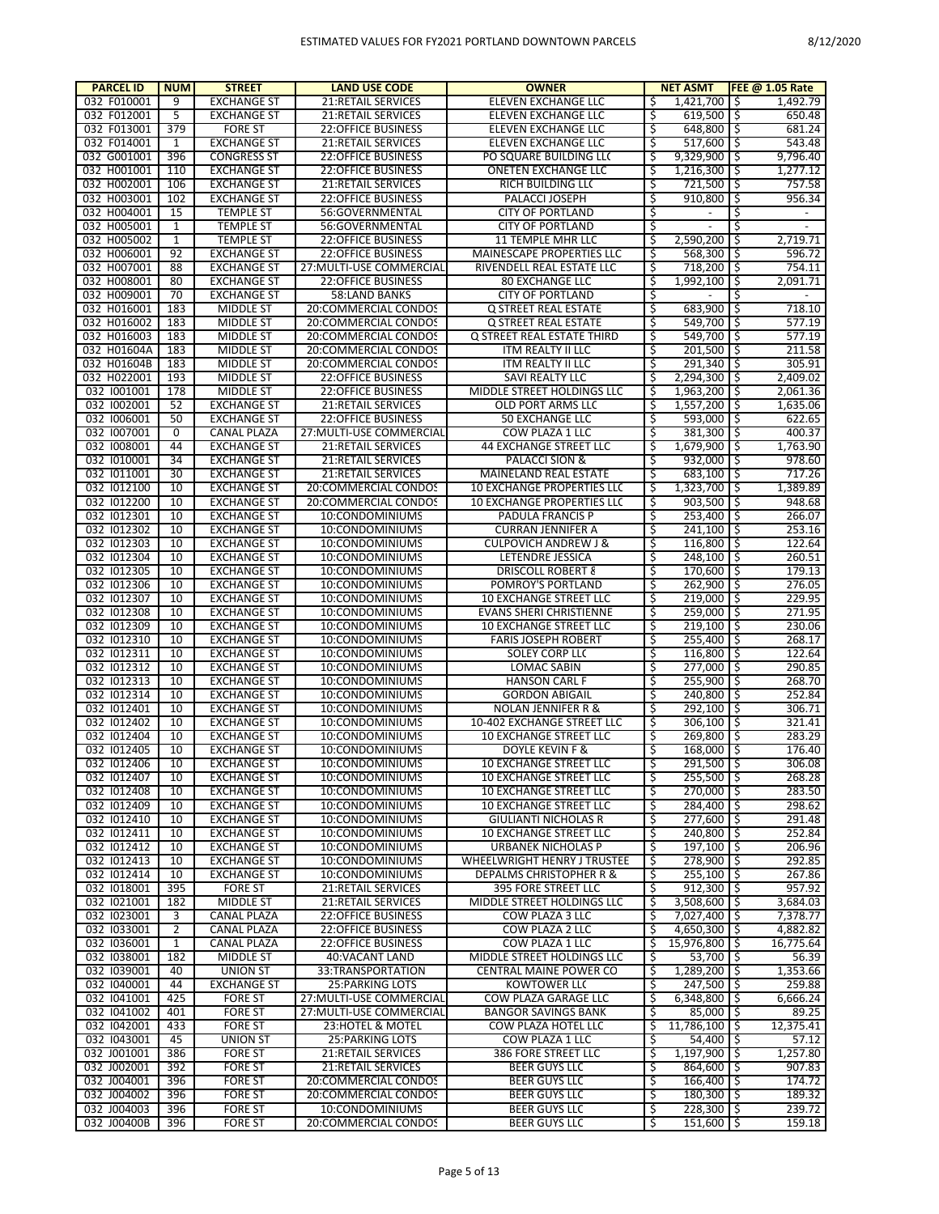| PARCEL ID | NUM | STREET | LAND USE CODE | OWNER | NET ASMT | FEE @ 1.05 Rate |
|---|---|---|---|---|---|---|
| 032 F010001 | 9 | EXCHANGE ST | 21:RETAIL SERVICES | ELEVEN EXCHANGE LLC | $ 1,421,700 | $ 1,492.79 |
| 032 F012001 | 5 | EXCHANGE ST | 21:RETAIL SERVICES | ELEVEN EXCHANGE LLC | $ 619,500 | $ 650.48 |
| 032 F013001 | 379 | FORE ST | 22:OFFICE BUSINESS | ELEVEN EXCHANGE LLC | $ 648,800 | $ 681.24 |
| 032 F014001 | 1 | EXCHANGE ST | 21:RETAIL SERVICES | ELEVEN EXCHANGE LLC | $ 517,600 | $ 543.48 |
| 032 G001001 | 396 | CONGRESS ST | 22:OFFICE BUSINESS | PO SQUARE BUILDING LLC | $ 9,329,900 | $ 9,796.40 |
| 032 H001001 | 110 | EXCHANGE ST | 22:OFFICE BUSINESS | ONETEN EXCHANGE LLC | $ 1,216,300 | $ 1,277.12 |
| 032 H002001 | 106 | EXCHANGE ST | 21:RETAIL SERVICES | RICH BUILDING LLC | $ 721,500 | $ 757.58 |
| 032 H003001 | 102 | EXCHANGE ST | 22:OFFICE BUSINESS | PALACCI JOSEPH | $ 910,800 | $ 956.34 |
| 032 H004001 | 15 | TEMPLE ST | 56:GOVERNMENTAL | CITY OF PORTLAND | $ - | $ - |
| 032 H005001 | 1 | TEMPLE ST | 56:GOVERNMENTAL | CITY OF PORTLAND | $ - | $ - |
| 032 H005002 | 1 | TEMPLE ST | 22:OFFICE BUSINESS | 11 TEMPLE MHR LLC | $ 2,590,200 | $ 2,719.71 |
| 032 H006001 | 92 | EXCHANGE ST | 22:OFFICE BUSINESS | MAINESCAPE PROPERTIES LLC | $ 568,300 | $ 596.72 |
| 032 H007001 | 88 | EXCHANGE ST | 27:MULTI-USE COMMERCIAL | RIVENDELL REAL ESTATE LLC | $ 718,200 | $ 754.11 |
| 032 H008001 | 80 | EXCHANGE ST | 22:OFFICE BUSINESS | 80 EXCHANGE LLC | $ 1,992,100 | $ 2,091.71 |
| 032 H009001 | 70 | EXCHANGE ST | 58:LAND BANKS | CITY OF PORTLAND | $ - | $ - |
| 032 H016001 | 183 | MIDDLE ST | 20:COMMERCIAL CONDOS | Q STREET REAL ESTATE | $ 683,900 | $ 718.10 |
| 032 H016002 | 183 | MIDDLE ST | 20:COMMERCIAL CONDOS | Q STREET REAL ESTATE | $ 549,700 | $ 577.19 |
| 032 H016003 | 183 | MIDDLE ST | 20:COMMERCIAL CONDOS | Q STREET REAL ESTATE THIRD | $ 549,700 | $ 577.19 |
| 032 H01604A | 183 | MIDDLE ST | 20:COMMERCIAL CONDOS | ITM REALTY II LLC | $ 201,500 | $ 211.58 |
| 032 H01604B | 183 | MIDDLE ST | 20:COMMERCIAL CONDOS | ITM REALTY II LLC | $ 291,340 | $ 305.91 |
| 032 H022001 | 193 | MIDDLE ST | 22:OFFICE BUSINESS | SAVI REALTY LLC | $ 2,294,300 | $ 2,409.02 |
| 032 I001001 | 178 | MIDDLE ST | 22:OFFICE BUSINESS | MIDDLE STREET HOLDINGS LLC | $ 1,963,200 | $ 2,061.36 |
| 032 I002001 | 52 | EXCHANGE ST | 21:RETAIL SERVICES | OLD PORT ARMS LLC | $ 1,557,200 | $ 1,635.06 |
| 032 I006001 | 50 | EXCHANGE ST | 22:OFFICE BUSINESS | 50 EXCHANGE LLC | $ 593,000 | $ 622.65 |
| 032 I007001 | 0 | CANAL PLAZA | 27:MULTI-USE COMMERCIAL | COW PLAZA 1 LLC | $ 381,300 | $ 400.37 |
| 032 I008001 | 44 | EXCHANGE ST | 21:RETAIL SERVICES | 44 EXCHANGE STREET LLC | $ 1,679,900 | $ 1,763.90 |
| 032 I010001 | 34 | EXCHANGE ST | 21:RETAIL SERVICES | PALACCI SION & | $ 932,000 | $ 978.60 |
| 032 I011001 | 30 | EXCHANGE ST | 21:RETAIL SERVICES | MAINELAND REAL ESTATE | $ 683,100 | $ 717.26 |
| 032 I012100 | 10 | EXCHANGE ST | 20:COMMERCIAL CONDOS | 10 EXCHANGE PROPERTIES LLC | $ 1,323,700 | $ 1,389.89 |
| 032 I012200 | 10 | EXCHANGE ST | 20:COMMERCIAL CONDOS | 10 EXCHANGE PROPERTIES LLC | $ 903,500 | $ 948.68 |
| 032 I012301 | 10 | EXCHANGE ST | 10:CONDOMINIUMS | PADULA FRANCIS P | $ 253,400 | $ 266.07 |
| 032 I012302 | 10 | EXCHANGE ST | 10:CONDOMINIUMS | CURRAN JENNIFER A | $ 241,100 | $ 253.16 |
| 032 I012303 | 10 | EXCHANGE ST | 10:CONDOMINIUMS | CULPOVICH ANDREW J & | $ 116,800 | $ 122.64 |
| 032 I012304 | 10 | EXCHANGE ST | 10:CONDOMINIUMS | LETENDRE JESSICA | $ 248,100 | $ 260.51 |
| 032 I012305 | 10 | EXCHANGE ST | 10:CONDOMINIUMS | DRISCOLL ROBERT & | $ 170,600 | $ 179.13 |
| 032 I012306 | 10 | EXCHANGE ST | 10:CONDOMINIUMS | POMROY'S PORTLAND | $ 262,900 | $ 276.05 |
| 032 I012307 | 10 | EXCHANGE ST | 10:CONDOMINIUMS | 10 EXCHANGE STREET LLC | $ 219,000 | $ 229.95 |
| 032 I012308 | 10 | EXCHANGE ST | 10:CONDOMINIUMS | EVANS SHERI CHRISTIENNE | $ 259,000 | $ 271.95 |
| 032 I012309 | 10 | EXCHANGE ST | 10:CONDOMINIUMS | 10 EXCHANGE STREET LLC | $ 219,100 | $ 230.06 |
| 032 I012310 | 10 | EXCHANGE ST | 10:CONDOMINIUMS | FARIS JOSEPH ROBERT | $ 255,400 | $ 268.17 |
| 032 I012311 | 10 | EXCHANGE ST | 10:CONDOMINIUMS | SOLEY CORP LLC | $ 116,800 | $ 122.64 |
| 032 I012312 | 10 | EXCHANGE ST | 10:CONDOMINIUMS | LOMAC SABIN | $ 277,000 | $ 290.85 |
| 032 I012313 | 10 | EXCHANGE ST | 10:CONDOMINIUMS | HANSON CARL F | $ 255,900 | $ 268.70 |
| 032 I012314 | 10 | EXCHANGE ST | 10:CONDOMINIUMS | GORDON ABIGAIL | $ 240,800 | $ 252.84 |
| 032 I012401 | 10 | EXCHANGE ST | 10:CONDOMINIUMS | NOLAN JENNIFER R & | $ 292,100 | $ 306.71 |
| 032 I012402 | 10 | EXCHANGE ST | 10:CONDOMINIUMS | 10-402 EXCHANGE STREET LLC | $ 306,100 | $ 321.41 |
| 032 I012404 | 10 | EXCHANGE ST | 10:CONDOMINIUMS | 10 EXCHANGE STREET LLC | $ 269,800 | $ 283.29 |
| 032 I012405 | 10 | EXCHANGE ST | 10:CONDOMINIUMS | DOYLE KEVIN F & | $ 168,000 | $ 176.40 |
| 032 I012406 | 10 | EXCHANGE ST | 10:CONDOMINIUMS | 10 EXCHANGE STREET LLC | $ 291,500 | $ 306.08 |
| 032 I012407 | 10 | EXCHANGE ST | 10:CONDOMINIUMS | 10 EXCHANGE STREET LLC | $ 255,500 | $ 268.28 |
| 032 I012408 | 10 | EXCHANGE ST | 10:CONDOMINIUMS | 10 EXCHANGE STREET LLC | $ 270,000 | $ 283.50 |
| 032 I012409 | 10 | EXCHANGE ST | 10:CONDOMINIUMS | 10 EXCHANGE STREET LLC | $ 284,400 | $ 298.62 |
| 032 I012410 | 10 | EXCHANGE ST | 10:CONDOMINIUMS | GIULIANTI NICHOLAS R | $ 277,600 | $ 291.48 |
| 032 I012411 | 10 | EXCHANGE ST | 10:CONDOMINIUMS | 10 EXCHANGE STREET LLC | $ 240,800 | $ 252.84 |
| 032 I012412 | 10 | EXCHANGE ST | 10:CONDOMINIUMS | URBANEK NICHOLAS P | $ 197,100 | $ 206.96 |
| 032 I012413 | 10 | EXCHANGE ST | 10:CONDOMINIUMS | WHEELWRIGHT HENRY J TRUSTEE | $ 278,900 | $ 292.85 |
| 032 I012414 | 10 | EXCHANGE ST | 10:CONDOMINIUMS | DEPALMS CHRISTOPHER R & | $ 255,100 | $ 267.86 |
| 032 I018001 | 395 | FORE ST | 21:RETAIL SERVICES | 395 FORE STREET LLC | $ 912,300 | $ 957.92 |
| 032 I021001 | 182 | MIDDLE ST | 21:RETAIL SERVICES | MIDDLE STREET HOLDINGS LLC | $ 3,508,600 | $ 3,684.03 |
| 032 I023001 | 3 | CANAL PLAZA | 22:OFFICE BUSINESS | COW PLAZA 3 LLC | $ 7,027,400 | $ 7,378.77 |
| 032 I033001 | 2 | CANAL PLAZA | 22:OFFICE BUSINESS | COW PLAZA 2 LLC | $ 4,650,300 | $ 4,882.82 |
| 032 I036001 | 1 | CANAL PLAZA | 22:OFFICE BUSINESS | COW PLAZA 1 LLC | $ 15,976,800 | $ 16,775.64 |
| 032 I038001 | 182 | MIDDLE ST | 40:VACANT LAND | MIDDLE STREET HOLDINGS LLC | $ 53,700 | $ 56.39 |
| 032 I039001 | 40 | UNION ST | 33:TRANSPORTATION | CENTRAL MAINE POWER CO | $ 1,289,200 | $ 1,353.66 |
| 032 I040001 | 44 | EXCHANGE ST | 25:PARKING LOTS | KOWTOWER LLC | $ 247,500 | $ 259.88 |
| 032 I041001 | 425 | FORE ST | 27:MULTI-USE COMMERCIAL | COW PLAZA GARAGE LLC | $ 6,348,800 | $ 6,666.24 |
| 032 I041002 | 401 | FORE ST | 27:MULTI-USE COMMERCIAL | BANGOR SAVINGS BANK | $ 85,000 | $ 89.25 |
| 032 I042001 | 433 | FORE ST | 23:HOTEL & MOTEL | COW PLAZA HOTEL LLC | $ 11,786,100 | $ 12,375.41 |
| 032 I043001 | 45 | UNION ST | 25:PARKING LOTS | COW PLAZA 1 LLC | $ 54,400 | $ 57.12 |
| 032 J001001 | 386 | FORE ST | 21:RETAIL SERVICES | 386 FORE STREET LLC | $ 1,197,900 | $ 1,257.80 |
| 032 J002001 | 392 | FORE ST | 21:RETAIL SERVICES | BEER GUYS LLC | $ 864,600 | $ 907.83 |
| 032 J004001 | 396 | FORE ST | 20:COMMERCIAL CONDOS | BEER GUYS LLC | $ 166,400 | $ 174.72 |
| 032 J004002 | 396 | FORE ST | 20:COMMERCIAL CONDOS | BEER GUYS LLC | $ 180,300 | $ 189.32 |
| 032 J004003 | 396 | FORE ST | 10:CONDOMINIUMS | BEER GUYS LLC | $ 228,300 | $ 239.72 |
| 032 J00400B | 396 | FORE ST | 20:COMMERCIAL CONDOS | BEER GUYS LLC | $ 151,600 | $ 159.18 |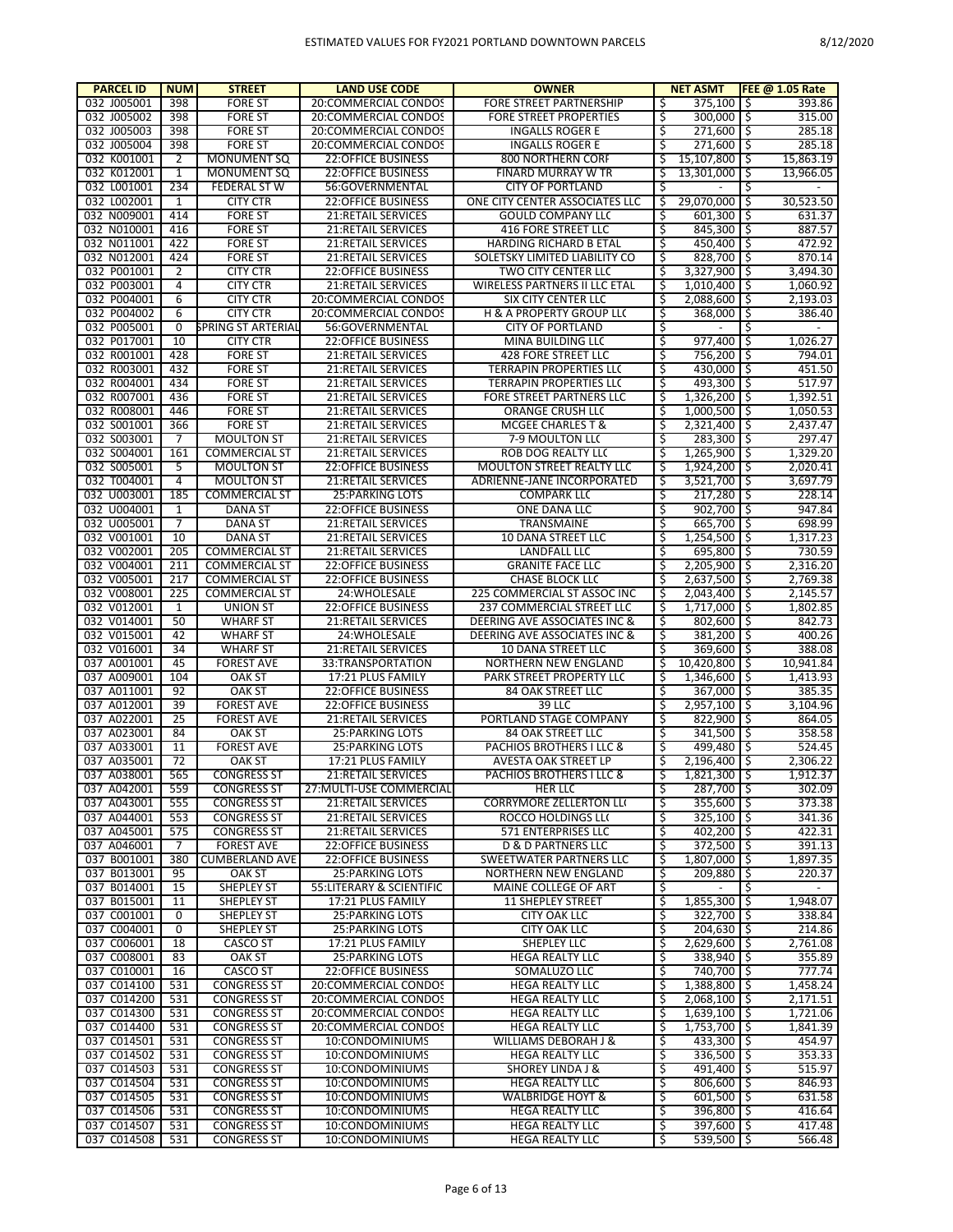| PARCEL ID | NUM | STREET | LAND USE CODE | OWNER | NET ASMT | FEE @ 1.05 Rate |
|---|---|---|---|---|---|---|
| 032 J005001 | 398 | FORE ST | 20:COMMERCIAL CONDOS | FORE STREET PARTNERSHIP | $ 375,100 | $ 393.86 |
| 032 J005002 | 398 | FORE ST | 20:COMMERCIAL CONDOS | FORE STREET PROPERTIES | $ 300,000 | $ 315.00 |
| 032 J005003 | 398 | FORE ST | 20:COMMERCIAL CONDOS | INGALLS ROGER E | $ 271,600 | $ 285.18 |
| 032 J005004 | 398 | FORE ST | 20:COMMERCIAL CONDOS | INGALLS ROGER E | $ 271,600 | $ 285.18 |
| 032 K001001 | 2 | MONUMENT SQ | 22:OFFICE BUSINESS | 800 NORTHERN CORP | $ 15,107,800 | $ 15,863.19 |
| 032 K012001 | 1 | MONUMENT SQ | 22:OFFICE BUSINESS | FINARD MURRAY W TR | $ 13,301,000 | $ 13,966.05 |
| 032 L001001 | 234 | FEDERAL ST W | 56:GOVERNMENTAL | CITY OF PORTLAND | $ - | $ - |
| 032 L002001 | 1 | CITY CTR | 22:OFFICE BUSINESS | ONE CITY CENTER ASSOCIATES LLC | $ 29,070,000 | $ 30,523.50 |
| 032 N009001 | 414 | FORE ST | 21:RETAIL SERVICES | GOULD COMPANY LLC | $ 601,300 | $ 631.37 |
| 032 N010001 | 416 | FORE ST | 21:RETAIL SERVICES | 416 FORE STREET LLC | $ 845,300 | $ 887.57 |
| 032 N011001 | 422 | FORE ST | 21:RETAIL SERVICES | HARDING RICHARD B ETAL | $ 450,400 | $ 472.92 |
| 032 N012001 | 424 | FORE ST | 21:RETAIL SERVICES | SOLETSKY LIMITED LIABILITY CO | $ 828,700 | $ 870.14 |
| 032 P001001 | 2 | CITY CTR | 22:OFFICE BUSINESS | TWO CITY CENTER LLC | $ 3,327,900 | $ 3,494.30 |
| 032 P003001 | 4 | CITY CTR | 21:RETAIL SERVICES | WIRELESS PARTNERS II LLC ETAL | $ 1,010,400 | $ 1,060.92 |
| 032 P004001 | 6 | CITY CTR | 20:COMMERCIAL CONDOS | SIX CITY CENTER LLC | $ 2,088,600 | $ 2,193.03 |
| 032 P004002 | 6 | CITY CTR | 20:COMMERCIAL CONDOS | H & A PROPERTY GROUP LLC | $ 368,000 | $ 386.40 |
| 032 P005001 | 0 | SPRING ST ARTERIAL | 56:GOVERNMENTAL | CITY OF PORTLAND | $ - | $ - |
| 032 P017001 | 10 | CITY CTR | 22:OFFICE BUSINESS | MINA BUILDING LLC | $ 977,400 | $ 1,026.27 |
| 032 R001001 | 428 | FORE ST | 21:RETAIL SERVICES | 428 FORE STREET LLC | $ 756,200 | $ 794.01 |
| 032 R003001 | 432 | FORE ST | 21:RETAIL SERVICES | TERRAPIN PROPERTIES LLC | $ 430,000 | $ 451.50 |
| 032 R004001 | 434 | FORE ST | 21:RETAIL SERVICES | TERRAPIN PROPERTIES LLC | $ 493,300 | $ 517.97 |
| 032 R007001 | 436 | FORE ST | 21:RETAIL SERVICES | FORE STREET PARTNERS LLC | $ 1,326,200 | $ 1,392.51 |
| 032 R008001 | 446 | FORE ST | 21:RETAIL SERVICES | ORANGE CRUSH LLC | $ 1,000,500 | $ 1,050.53 |
| 032 S001001 | 366 | FORE ST | 21:RETAIL SERVICES | MCGEE CHARLES T & | $ 2,321,400 | $ 2,437.47 |
| 032 S003001 | 7 | MOULTON ST | 21:RETAIL SERVICES | 7-9 MOULTON LLC | $ 283,300 | $ 297.47 |
| 032 S004001 | 161 | COMMERCIAL ST | 21:RETAIL SERVICES | ROB DOG REALTY LLC | $ 1,265,900 | $ 1,329.20 |
| 032 S005001 | 5 | MOULTON ST | 22:OFFICE BUSINESS | MOULTON STREET REALTY LLC | $ 1,924,200 | $ 2,020.41 |
| 032 T004001 | 4 | MOULTON ST | 21:RETAIL SERVICES | ADRIENNE-JANE INCORPORATED | $ 3,521,700 | $ 3,697.79 |
| 032 U003001 | 185 | COMMERCIAL ST | 25:PARKING LOTS | COMPARK LLC | $ 217,280 | $ 228.14 |
| 032 U004001 | 1 | DANA ST | 22:OFFICE BUSINESS | ONE DANA LLC | $ 902,700 | $ 947.84 |
| 032 U005001 | 7 | DANA ST | 21:RETAIL SERVICES | TRANSMAINE | $ 665,700 | $ 698.99 |
| 032 V001001 | 10 | DANA ST | 21:RETAIL SERVICES | 10 DANA STREET LLC | $ 1,254,500 | $ 1,317.23 |
| 032 V002001 | 205 | COMMERCIAL ST | 21:RETAIL SERVICES | LANDFALL LLC | $ 695,800 | $ 730.59 |
| 032 V004001 | 211 | COMMERCIAL ST | 22:OFFICE BUSINESS | GRANITE FACE LLC | $ 2,205,900 | $ 2,316.20 |
| 032 V005001 | 217 | COMMERCIAL ST | 22:OFFICE BUSINESS | CHASE BLOCK LLC | $ 2,637,500 | $ 2,769.38 |
| 032 V008001 | 225 | COMMERCIAL ST | 24:WHOLESALE | 225 COMMERCIAL ST ASSOC INC | $ 2,043,400 | $ 2,145.57 |
| 032 V012001 | 1 | UNION ST | 22:OFFICE BUSINESS | 237 COMMERCIAL STREET LLC | $ 1,717,000 | $ 1,802.85 |
| 032 V014001 | 50 | WHARF ST | 21:RETAIL SERVICES | DEERING AVE ASSOCIATES INC & | $ 802,600 | $ 842.73 |
| 032 V015001 | 42 | WHARF ST | 24:WHOLESALE | DEERING AVE ASSOCIATES INC & | $ 381,200 | $ 400.26 |
| 032 V016001 | 34 | WHARF ST | 21:RETAIL SERVICES | 10 DANA STREET LLC | $ 369,600 | $ 388.08 |
| 037 A001001 | 45 | FOREST AVE | 33:TRANSPORTATION | NORTHERN NEW ENGLAND | $ 10,420,800 | $ 10,941.84 |
| 037 A009001 | 104 | OAK ST | 17:21 PLUS FAMILY | PARK STREET PROPERTY LLC | $ 1,346,600 | $ 1,413.93 |
| 037 A011001 | 92 | OAK ST | 22:OFFICE BUSINESS | 84 OAK STREET LLC | $ 367,000 | $ 385.35 |
| 037 A012001 | 39 | FOREST AVE | 22:OFFICE BUSINESS | 39 LLC | $ 2,957,100 | $ 3,104.96 |
| 037 A022001 | 25 | FOREST AVE | 21:RETAIL SERVICES | PORTLAND STAGE COMPANY | $ 822,900 | $ 864.05 |
| 037 A023001 | 84 | OAK ST | 25:PARKING LOTS | 84 OAK STREET LLC | $ 341,500 | $ 358.58 |
| 037 A033001 | 11 | FOREST AVE | 25:PARKING LOTS | PACHIOS BROTHERS I LLC & | $ 499,480 | $ 524.45 |
| 037 A035001 | 72 | OAK ST | 17:21 PLUS FAMILY | AVESTA OAK STREET LP | $ 2,196,400 | $ 2,306.22 |
| 037 A038001 | 565 | CONGRESS ST | 21:RETAIL SERVICES | PACHIOS BROTHERS I LLC & | $ 1,821,300 | $ 1,912.37 |
| 037 A042001 | 559 | CONGRESS ST | 27:MULTI-USE COMMERCIAL | HER LLC | $ 287,700 | $ 302.09 |
| 037 A043001 | 555 | CONGRESS ST | 21:RETAIL SERVICES | CORRYMORE ZELLERTON LLC | $ 355,600 | $ 373.38 |
| 037 A044001 | 553 | CONGRESS ST | 21:RETAIL SERVICES | ROCCO HOLDINGS LLC | $ 325,100 | $ 341.36 |
| 037 A045001 | 575 | CONGRESS ST | 21:RETAIL SERVICES | 571 ENTERPRISES LLC | $ 402,200 | $ 422.31 |
| 037 A046001 | 7 | FOREST AVE | 22:OFFICE BUSINESS | D & D PARTNERS LLC | $ 372,500 | $ 391.13 |
| 037 B001001 | 380 | CUMBERLAND AVE | 22:OFFICE BUSINESS | SWEETWATER PARTNERS LLC | $ 1,807,000 | $ 1,897.35 |
| 037 B013001 | 95 | OAK ST | 25:PARKING LOTS | NORTHERN NEW ENGLAND | $ 209,880 | $ 220.37 |
| 037 B014001 | 15 | SHEPLEY ST | 55:LITERARY & SCIENTIFIC | MAINE COLLEGE OF ART | $ - | $ - |
| 037 B015001 | 11 | SHEPLEY ST | 17:21 PLUS FAMILY | 11 SHEPLEY STREET | $ 1,855,300 | $ 1,948.07 |
| 037 C001001 | 0 | SHEPLEY ST | 25:PARKING LOTS | CITY OAK LLC | $ 322,700 | $ 338.84 |
| 037 C004001 | 0 | SHEPLEY ST | 25:PARKING LOTS | CITY OAK LLC | $ 204,630 | $ 214.86 |
| 037 C006001 | 18 | CASCO ST | 17:21 PLUS FAMILY | SHEPLEY LLC | $ 2,629,600 | $ 2,761.08 |
| 037 C008001 | 83 | OAK ST | 25:PARKING LOTS | HEGA REALTY LLC | $ 338,940 | $ 355.89 |
| 037 C010001 | 16 | CASCO ST | 22:OFFICE BUSINESS | SOMALUZO LLC | $ 740,700 | $ 777.74 |
| 037 C014100 | 531 | CONGRESS ST | 20:COMMERCIAL CONDOS | HEGA REALTY LLC | $ 1,388,800 | $ 1,458.24 |
| 037 C014200 | 531 | CONGRESS ST | 20:COMMERCIAL CONDOS | HEGA REALTY LLC | $ 2,068,100 | $ 2,171.51 |
| 037 C014300 | 531 | CONGRESS ST | 20:COMMERCIAL CONDOS | HEGA REALTY LLC | $ 1,639,100 | $ 1,721.06 |
| 037 C014400 | 531 | CONGRESS ST | 20:COMMERCIAL CONDOS | HEGA REALTY LLC | $ 1,753,700 | $ 1,841.39 |
| 037 C014501 | 531 | CONGRESS ST | 10:CONDOMINIUMS | WILLIAMS DEBORAH J & | $ 433,300 | $ 454.97 |
| 037 C014502 | 531 | CONGRESS ST | 10:CONDOMINIUMS | HEGA REALTY LLC | $ 336,500 | $ 353.33 |
| 037 C014503 | 531 | CONGRESS ST | 10:CONDOMINIUMS | SHOREY LINDA J & | $ 491,400 | $ 515.97 |
| 037 C014504 | 531 | CONGRESS ST | 10:CONDOMINIUMS | HEGA REALTY LLC | $ 806,600 | $ 846.93 |
| 037 C014505 | 531 | CONGRESS ST | 10:CONDOMINIUMS | WALBRIDGE HOYT & | $ 601,500 | $ 631.58 |
| 037 C014506 | 531 | CONGRESS ST | 10:CONDOMINIUMS | HEGA REALTY LLC | $ 396,800 | $ 416.64 |
| 037 C014507 | 531 | CONGRESS ST | 10:CONDOMINIUMS | HEGA REALTY LLC | $ 397,600 | $ 417.48 |
| 037 C014508 | 531 | CONGRESS ST | 10:CONDOMINIUMS | HEGA REALTY LLC | $ 539,500 | $ 566.48 |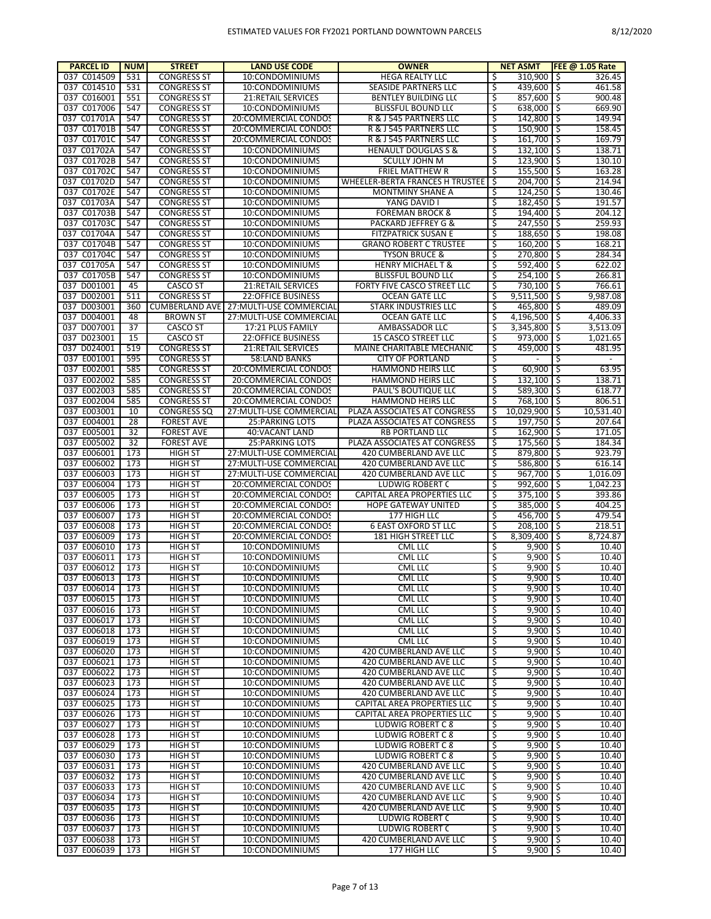ESTIMATED VALUES FOR FY2021 PORTLAND DOWNTOWN PARCELS

8/12/2020

| PARCEL ID | NUM | STREET | LAND USE CODE | OWNER | NET ASMT | FEE @ 1.05 Rate |
|---|---|---|---|---|---|---|
| 037 C014509 | 531 | CONGRESS ST | 10:CONDOMINIUMS | HEGA REALTY LLC | $ 310,900 | $ 326.45 |
| 037 C014510 | 531 | CONGRESS ST | 10:CONDOMINIUMS | SEASIDE PARTNERS LLC | $ 439,600 | $ 461.58 |
| 037 C016001 | 551 | CONGRESS ST | 21:RETAIL SERVICES | BENTLEY BUILDING LLC | $ 857,600 | $ 900.48 |
| 037 C017006 | 547 | CONGRESS ST | 10:CONDOMINIUMS | BLISSFUL BOUND LLC | $ 638,000 | $ 669.90 |
| 037 C01701A | 547 | CONGRESS ST | 20:COMMERCIAL CONDOS | R & J 545 PARTNERS LLC | $ 142,800 | $ 149.94 |
| 037 C01701B | 547 | CONGRESS ST | 20:COMMERCIAL CONDOS | R & J 545 PARTNERS LLC | $ 150,900 | $ 158.45 |
| 037 C01701C | 547 | CONGRESS ST | 20:COMMERCIAL CONDOS | R & J 545 PARTNERS LLC | $ 161,700 | $ 169.79 |
| 037 C01702A | 547 | CONGRESS ST | 10:CONDOMINIUMS | HENAULT DOUGLAS S & | $ 132,100 | $ 138.71 |
| 037 C01702B | 547 | CONGRESS ST | 10:CONDOMINIUMS | SCULLY JOHN M | $ 123,900 | $ 130.10 |
| 037 C01702C | 547 | CONGRESS ST | 10:CONDOMINIUMS | FRIEL MATTHEW R | $ 155,500 | $ 163.28 |
| 037 C01702D | 547 | CONGRESS ST | 10:CONDOMINIUMS | WHEELER-BERTA FRANCES H TRUSTEE | $ 204,700 | $ 214.94 |
| 037 C01702E | 547 | CONGRESS ST | 10:CONDOMINIUMS | MONTMINY SHANE A | $ 124,250 | $ 130.46 |
| 037 C01703A | 547 | CONGRESS ST | 10:CONDOMINIUMS | YANG DAVID I | $ 182,450 | $ 191.57 |
| 037 C01703B | 547 | CONGRESS ST | 10:CONDOMINIUMS | FOREMAN BROCK & | $ 194,400 | $ 204.12 |
| 037 C01703C | 547 | CONGRESS ST | 10:CONDOMINIUMS | PACKARD JEFFREY G & | $ 247,550 | $ 259.93 |
| 037 C01704A | 547 | CONGRESS ST | 10:CONDOMINIUMS | FITZPATRICK SUSAN E | $ 188,650 | $ 198.08 |
| 037 C01704B | 547 | CONGRESS ST | 10:CONDOMINIUMS | GRANO ROBERT C TRUSTEE | $ 160,200 | $ 168.21 |
| 037 C01704C | 547 | CONGRESS ST | 10:CONDOMINIUMS | TYSON BRUCE & | $ 270,800 | $ 284.34 |
| 037 C01705A | 547 | CONGRESS ST | 10:CONDOMINIUMS | HENRY MICHAEL T & | $ 592,400 | $ 622.02 |
| 037 C01705B | 547 | CONGRESS ST | 10:CONDOMINIUMS | BLISSFUL BOUND LLC | $ 254,100 | $ 266.81 |
| 037 D001001 | 45 | CASCO ST | 21:RETAIL SERVICES | FORTY FIVE CASCO STREET LLC | $ 730,100 | $ 766.61 |
| 037 D002001 | 511 | CONGRESS ST | 22:OFFICE BUSINESS | OCEAN GATE LLC | $ 9,511,500 | $ 9,987.08 |
| 037 D003001 | 360 | CUMBERLAND AVE | 27:MULTI-USE COMMERCIAL | STARK INDUSTRIES LLC | $ 465,800 | $ 489.09 |
| 037 D004001 | 48 | BROWN ST | 27:MULTI-USE COMMERCIAL | OCEAN GATE LLC | $ 4,196,500 | $ 4,406.33 |
| 037 D007001 | 37 | CASCO ST | 17:21 PLUS FAMILY | AMBASSADOR LLC | $ 3,345,800 | $ 3,513.09 |
| 037 D023001 | 15 | CASCO ST | 22:OFFICE BUSINESS | 15 CASCO STREET LLC | $ 973,000 | $ 1,021.65 |
| 037 D024001 | 519 | CONGRESS ST | 21:RETAIL SERVICES | MAINE CHARITABLE MECHANIC | $ 459,000 | $ 481.95 |
| 037 E001001 | 595 | CONGRESS ST | 58:LAND BANKS | CITY OF PORTLAND | $ - | $ - |
| 037 E002001 | 585 | CONGRESS ST | 20:COMMERCIAL CONDOS | HAMMOND HEIRS LLC | $ 60,900 | $ 63.95 |
| 037 E002002 | 585 | CONGRESS ST | 20:COMMERCIAL CONDOS | HAMMOND HEIRS LLC | $ 132,100 | $ 138.71 |
| 037 E002003 | 585 | CONGRESS ST | 20:COMMERCIAL CONDOS | PAUL'S BOUTIQUE LLC | $ 589,300 | $ 618.77 |
| 037 E002004 | 585 | CONGRESS ST | 20:COMMERCIAL CONDOS | HAMMOND HEIRS LLC | $ 768,100 | $ 806.51 |
| 037 E003001 | 10 | CONGRESS SQ | 27:MULTI-USE COMMERCIAL | PLAZA ASSOCIATES AT CONGRESS | $ 10,029,900 | $ 10,531.40 |
| 037 E004001 | 28 | FOREST AVE | 25:PARKING LOTS | PLAZA ASSOCIATES AT CONGRESS | $ 197,750 | $ 207.64 |
| 037 E005001 | 32 | FOREST AVE | 40:VACANT LAND | RB PORTLAND LLC | $ 162,900 | $ 171.05 |
| 037 E005002 | 32 | FOREST AVE | 25:PARKING LOTS | PLAZA ASSOCIATES AT CONGRESS | $ 175,560 | $ 184.34 |
| 037 E006001 | 173 | HIGH ST | 27:MULTI-USE COMMERCIAL | 420 CUMBERLAND AVE LLC | $ 879,800 | $ 923.79 |
| 037 E006002 | 173 | HIGH ST | 27:MULTI-USE COMMERCIAL | 420 CUMBERLAND AVE LLC | $ 586,800 | $ 616.14 |
| 037 E006003 | 173 | HIGH ST | 27:MULTI-USE COMMERCIAL | 420 CUMBERLAND AVE LLC | $ 967,700 | $ 1,016.09 |
| 037 E006004 | 173 | HIGH ST | 20:COMMERCIAL CONDOS | LUDWIG ROBERT C | $ 992,600 | $ 1,042.23 |
| 037 E006005 | 173 | HIGH ST | 20:COMMERCIAL CONDOS | CAPITAL AREA PROPERTIES LLC | $ 375,100 | $ 393.86 |
| 037 E006006 | 173 | HIGH ST | 20:COMMERCIAL CONDOS | HOPE GATEWAY UNITED | $ 385,000 | $ 404.25 |
| 037 E006007 | 173 | HIGH ST | 20:COMMERCIAL CONDOS | 177 HIGH LLC | $ 456,700 | $ 479.54 |
| 037 E006008 | 173 | HIGH ST | 20:COMMERCIAL CONDOS | 6 EAST OXFORD ST LLC | $ 208,100 | $ 218.51 |
| 037 E006009 | 173 | HIGH ST | 20:COMMERCIAL CONDOS | 181 HIGH STREET LLC | $ 8,309,400 | $ 8,724.87 |
| 037 E006010 | 173 | HIGH ST | 10:CONDOMINIUMS | CML LLC | $ 9,900 | $ 10.40 |
| 037 E006011 | 173 | HIGH ST | 10:CONDOMINIUMS | CML LLC | $ 9,900 | $ 10.40 |
| 037 E006012 | 173 | HIGH ST | 10:CONDOMINIUMS | CML LLC | $ 9,900 | $ 10.40 |
| 037 E006013 | 173 | HIGH ST | 10:CONDOMINIUMS | CML LLC | $ 9,900 | $ 10.40 |
| 037 E006014 | 173 | HIGH ST | 10:CONDOMINIUMS | CML LLC | $ 9,900 | $ 10.40 |
| 037 E006015 | 173 | HIGH ST | 10:CONDOMINIUMS | CML LLC | $ 9,900 | $ 10.40 |
| 037 E006016 | 173 | HIGH ST | 10:CONDOMINIUMS | CML LLC | $ 9,900 | $ 10.40 |
| 037 E006017 | 173 | HIGH ST | 10:CONDOMINIUMS | CML LLC | $ 9,900 | $ 10.40 |
| 037 E006018 | 173 | HIGH ST | 10:CONDOMINIUMS | CML LLC | $ 9,900 | $ 10.40 |
| 037 E006019 | 173 | HIGH ST | 10:CONDOMINIUMS | CML LLC | $ 9,900 | $ 10.40 |
| 037 E006020 | 173 | HIGH ST | 10:CONDOMINIUMS | 420 CUMBERLAND AVE LLC | $ 9,900 | $ 10.40 |
| 037 E006021 | 173 | HIGH ST | 10:CONDOMINIUMS | 420 CUMBERLAND AVE LLC | $ 9,900 | $ 10.40 |
| 037 E006022 | 173 | HIGH ST | 10:CONDOMINIUMS | 420 CUMBERLAND AVE LLC | $ 9,900 | $ 10.40 |
| 037 E006023 | 173 | HIGH ST | 10:CONDOMINIUMS | 420 CUMBERLAND AVE LLC | $ 9,900 | $ 10.40 |
| 037 E006024 | 173 | HIGH ST | 10:CONDOMINIUMS | 420 CUMBERLAND AVE LLC | $ 9,900 | $ 10.40 |
| 037 E006025 | 173 | HIGH ST | 10:CONDOMINIUMS | CAPITAL AREA PROPERTIES LLC | $ 9,900 | $ 10.40 |
| 037 E006026 | 173 | HIGH ST | 10:CONDOMINIUMS | CAPITAL AREA PROPERTIES LLC | $ 9,900 | $ 10.40 |
| 037 E006027 | 173 | HIGH ST | 10:CONDOMINIUMS | LUDWIG ROBERT C & | $ 9,900 | $ 10.40 |
| 037 E006028 | 173 | HIGH ST | 10:CONDOMINIUMS | LUDWIG ROBERT C & | $ 9,900 | $ 10.40 |
| 037 E006029 | 173 | HIGH ST | 10:CONDOMINIUMS | LUDWIG ROBERT C & | $ 9,900 | $ 10.40 |
| 037 E006030 | 173 | HIGH ST | 10:CONDOMINIUMS | LUDWIG ROBERT C & | $ 9,900 | $ 10.40 |
| 037 E006031 | 173 | HIGH ST | 10:CONDOMINIUMS | 420 CUMBERLAND AVE LLC | $ 9,900 | $ 10.40 |
| 037 E006032 | 173 | HIGH ST | 10:CONDOMINIUMS | 420 CUMBERLAND AVE LLC | $ 9,900 | $ 10.40 |
| 037 E006033 | 173 | HIGH ST | 10:CONDOMINIUMS | 420 CUMBERLAND AVE LLC | $ 9,900 | $ 10.40 |
| 037 E006034 | 173 | HIGH ST | 10:CONDOMINIUMS | 420 CUMBERLAND AVE LLC | $ 9,900 | $ 10.40 |
| 037 E006035 | 173 | HIGH ST | 10:CONDOMINIUMS | 420 CUMBERLAND AVE LLC | $ 9,900 | $ 10.40 |
| 037 E006036 | 173 | HIGH ST | 10:CONDOMINIUMS | LUDWIG ROBERT C | $ 9,900 | $ 10.40 |
| 037 E006037 | 173 | HIGH ST | 10:CONDOMINIUMS | LUDWIG ROBERT C | $ 9,900 | $ 10.40 |
| 037 E006038 | 173 | HIGH ST | 10:CONDOMINIUMS | 420 CUMBERLAND AVE LLC | $ 9,900 | $ 10.40 |
| 037 E006039 | 173 | HIGH ST | 10:CONDOMINIUMS | 177 HIGH LLC | $ 9,900 | $ 10.40 |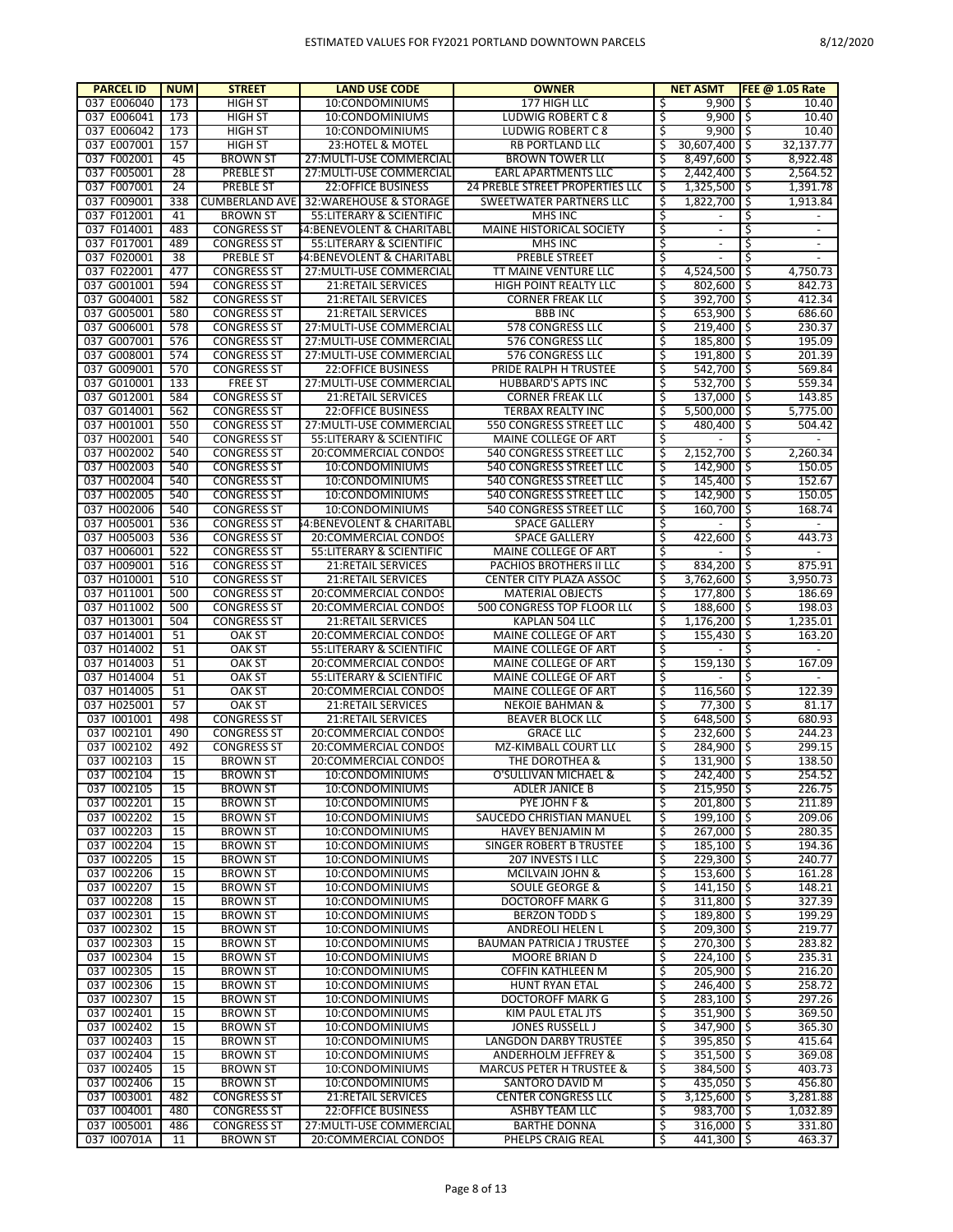| PARCEL ID | NUM | STREET | LAND USE CODE | OWNER | NET ASMT | FEE @ 1.05 Rate |
|---|---|---|---|---|---|---|
| 037 E006040 | 173 | HIGH ST | 10:CONDOMINIUMS | 177 HIGH LLC | $ 9,900 | $ 10.40 |
| 037 E006041 | 173 | HIGH ST | 10:CONDOMINIUMS | LUDWIG ROBERT C & | $ 9,900 | $ 10.40 |
| 037 E006042 | 173 | HIGH ST | 10:CONDOMINIUMS | LUDWIG ROBERT C & | $ 9,900 | $ 10.40 |
| 037 E007001 | 157 | HIGH ST | 23:HOTEL & MOTEL | RB PORTLAND LLC | $ 30,607,400 | $ 32,137.77 |
| 037 F002001 | 45 | BROWN ST | 27:MULTI-USE COMMERCIAL | BROWN TOWER LLC | $ 8,497,600 | $ 8,922.48 |
| 037 F005001 | 28 | PREBLE ST | 27:MULTI-USE COMMERCIAL | EARL APARTMENTS LLC | $ 2,442,400 | $ 2,564.52 |
| 037 F007001 | 24 | PREBLE ST | 22:OFFICE BUSINESS | 24 PREBLE STREET PROPERTIES LLC | $ 1,325,500 | $ 1,391.78 |
| 037 F009001 | 338 | CUMBERLAND AVE | 32:WAREHOUSE & STORAGE | SWEETWATER PARTNERS LLC | $ 1,822,700 | $ 1,913.84 |
| 037 F012001 | 41 | BROWN ST | 55:LITERARY & SCIENTIFIC | MHS INC | $ - | $ - |
| 037 F014001 | 483 | CONGRESS ST | 54:BENEVOLENT & CHARITABLE | MAINE HISTORICAL SOCIETY | $ - | $ - |
| 037 F017001 | 489 | CONGRESS ST | 55:LITERARY & SCIENTIFIC | MHS INC | $ - | $ - |
| 037 F020001 | 38 | PREBLE ST | 54:BENEVOLENT & CHARITABLE | PREBLE STREET | $ - | $ - |
| 037 F022001 | 477 | CONGRESS ST | 27:MULTI-USE COMMERCIAL | TT MAINE VENTURE LLC | $ 4,524,500 | $ 4,750.73 |
| 037 G001001 | 594 | CONGRESS ST | 21:RETAIL SERVICES | HIGH POINT REALTY LLC | $ 802,600 | $ 842.73 |
| 037 G004001 | 582 | CONGRESS ST | 21:RETAIL SERVICES | CORNER FREAK LLC | $ 392,700 | $ 412.34 |
| 037 G005001 | 580 | CONGRESS ST | 21:RETAIL SERVICES | BBB INC | $ 653,900 | $ 686.60 |
| 037 G006001 | 578 | CONGRESS ST | 27:MULTI-USE COMMERCIAL | 578 CONGRESS LLC | $ 219,400 | $ 230.37 |
| 037 G007001 | 576 | CONGRESS ST | 27:MULTI-USE COMMERCIAL | 576 CONGRESS LLC | $ 185,800 | $ 195.09 |
| 037 G008001 | 574 | CONGRESS ST | 27:MULTI-USE COMMERCIAL | 576 CONGRESS LLC | $ 191,800 | $ 201.39 |
| 037 G009001 | 570 | CONGRESS ST | 22:OFFICE BUSINESS | PRIDE RALPH H TRUSTEE | $ 542,700 | $ 569.84 |
| 037 G010001 | 133 | FREE ST | 27:MULTI-USE COMMERCIAL | HUBBARD'S APTS INC | $ 532,700 | $ 559.34 |
| 037 G012001 | 584 | CONGRESS ST | 21:RETAIL SERVICES | CORNER FREAK LLC | $ 137,000 | $ 143.85 |
| 037 G014001 | 562 | CONGRESS ST | 22:OFFICE BUSINESS | TERBAX REALTY INC | $ 5,500,000 | $ 5,775.00 |
| 037 H001001 | 550 | CONGRESS ST | 27:MULTI-USE COMMERCIAL | 550 CONGRESS STREET LLC | $ 480,400 | $ 504.42 |
| 037 H002001 | 540 | CONGRESS ST | 55:LITERARY & SCIENTIFIC | MAINE COLLEGE OF ART | $ - | $ - |
| 037 H002002 | 540 | CONGRESS ST | 20:COMMERCIAL CONDOS | 540 CONGRESS STREET LLC | $ 2,152,700 | $ 2,260.34 |
| 037 H002003 | 540 | CONGRESS ST | 10:CONDOMINIUMS | 540 CONGRESS STREET LLC | $ 142,900 | $ 150.05 |
| 037 H002004 | 540 | CONGRESS ST | 10:CONDOMINIUMS | 540 CONGRESS STREET LLC | $ 145,400 | $ 152.67 |
| 037 H002005 | 540 | CONGRESS ST | 10:CONDOMINIUMS | 540 CONGRESS STREET LLC | $ 142,900 | $ 150.05 |
| 037 H002006 | 540 | CONGRESS ST | 10:CONDOMINIUMS | 540 CONGRESS STREET LLC | $ 160,700 | $ 168.74 |
| 037 H005001 | 536 | CONGRESS ST | 54:BENEVOLENT & CHARITABLE | SPACE GALLERY | $ - | $ - |
| 037 H005003 | 536 | CONGRESS ST | 20:COMMERCIAL CONDOS | SPACE GALLERY | $ 422,600 | $ 443.73 |
| 037 H006001 | 522 | CONGRESS ST | 55:LITERARY & SCIENTIFIC | MAINE COLLEGE OF ART | $ - | $ - |
| 037 H009001 | 516 | CONGRESS ST | 21:RETAIL SERVICES | PACHIOS BROTHERS II LLC | $ 834,200 | $ 875.91 |
| 037 H010001 | 510 | CONGRESS ST | 21:RETAIL SERVICES | CENTER CITY PLAZA ASSOC | $ 3,762,600 | $ 3,950.73 |
| 037 H011001 | 500 | CONGRESS ST | 20:COMMERCIAL CONDOS | MATERIAL OBJECTS | $ 177,800 | $ 186.69 |
| 037 H011002 | 500 | CONGRESS ST | 20:COMMERCIAL CONDOS | 500 CONGRESS TOP FLOOR LLC | $ 188,600 | $ 198.03 |
| 037 H013001 | 504 | CONGRESS ST | 21:RETAIL SERVICES | KAPLAN 504 LLC | $ 1,176,200 | $ 1,235.01 |
| 037 H014001 | 51 | OAK ST | 20:COMMERCIAL CONDOS | MAINE COLLEGE OF ART | $ 155,430 | $ 163.20 |
| 037 H014002 | 51 | OAK ST | 55:LITERARY & SCIENTIFIC | MAINE COLLEGE OF ART | $ - | $ - |
| 037 H014003 | 51 | OAK ST | 20:COMMERCIAL CONDOS | MAINE COLLEGE OF ART | $ 159,130 | $ 167.09 |
| 037 H014004 | 51 | OAK ST | 55:LITERARY & SCIENTIFIC | MAINE COLLEGE OF ART | $ - | $ - |
| 037 H014005 | 51 | OAK ST | 20:COMMERCIAL CONDOS | MAINE COLLEGE OF ART | $ 116,560 | $ 122.39 |
| 037 H025001 | 57 | OAK ST | 21:RETAIL SERVICES | NEKOIE BAHMAN & | $ 77,300 | $ 81.17 |
| 037 I001001 | 498 | CONGRESS ST | 21:RETAIL SERVICES | BEAVER BLOCK LLC | $ 648,500 | $ 680.93 |
| 037 I002101 | 490 | CONGRESS ST | 20:COMMERCIAL CONDOS | GRACE LLC | $ 232,600 | $ 244.23 |
| 037 I002102 | 492 | CONGRESS ST | 20:COMMERCIAL CONDOS | MZ-KIMBALL COURT LLC | $ 284,900 | $ 299.15 |
| 037 I002103 | 15 | BROWN ST | 20:COMMERCIAL CONDOS | THE DOROTHEA & | $ 131,900 | $ 138.50 |
| 037 I002104 | 15 | BROWN ST | 10:CONDOMINIUMS | O'SULLIVAN MICHAEL & | $ 242,400 | $ 254.52 |
| 037 I002105 | 15 | BROWN ST | 10:CONDOMINIUMS | ADLER JANICE B | $ 215,950 | $ 226.75 |
| 037 I002201 | 15 | BROWN ST | 10:CONDOMINIUMS | PYE JOHN F & | $ 201,800 | $ 211.89 |
| 037 I002202 | 15 | BROWN ST | 10:CONDOMINIUMS | SAUCEDO CHRISTIAN MANUEL | $ 199,100 | $ 209.06 |
| 037 I002203 | 15 | BROWN ST | 10:CONDOMINIUMS | HAVEY BENJAMIN M | $ 267,000 | $ 280.35 |
| 037 I002204 | 15 | BROWN ST | 10:CONDOMINIUMS | SINGER ROBERT B TRUSTEE | $ 185,100 | $ 194.36 |
| 037 I002205 | 15 | BROWN ST | 10:CONDOMINIUMS | 207 INVESTS I LLC | $ 229,300 | $ 240.77 |
| 037 I002206 | 15 | BROWN ST | 10:CONDOMINIUMS | MCILVAIN JOHN & | $ 153,600 | $ 161.28 |
| 037 I002207 | 15 | BROWN ST | 10:CONDOMINIUMS | SOULE GEORGE & | $ 141,150 | $ 148.21 |
| 037 I002208 | 15 | BROWN ST | 10:CONDOMINIUMS | DOCTOROFF MARK G | $ 311,800 | $ 327.39 |
| 037 I002301 | 15 | BROWN ST | 10:CONDOMINIUMS | BERZON TODD S | $ 189,800 | $ 199.29 |
| 037 I002302 | 15 | BROWN ST | 10:CONDOMINIUMS | ANDREOLI HELEN L | $ 209,300 | $ 219.77 |
| 037 I002303 | 15 | BROWN ST | 10:CONDOMINIUMS | BAUMAN PATRICIA J TRUSTEE | $ 270,300 | $ 283.82 |
| 037 I002304 | 15 | BROWN ST | 10:CONDOMINIUMS | MOORE BRIAN D | $ 224,100 | $ 235.31 |
| 037 I002305 | 15 | BROWN ST | 10:CONDOMINIUMS | COFFIN KATHLEEN M | $ 205,900 | $ 216.20 |
| 037 I002306 | 15 | BROWN ST | 10:CONDOMINIUMS | HUNT RYAN ETAL | $ 246,400 | $ 258.72 |
| 037 I002307 | 15 | BROWN ST | 10:CONDOMINIUMS | DOCTOROFF MARK G | $ 283,100 | $ 297.26 |
| 037 I002401 | 15 | BROWN ST | 10:CONDOMINIUMS | KIM PAUL ETAL JTS | $ 351,900 | $ 369.50 |
| 037 I002402 | 15 | BROWN ST | 10:CONDOMINIUMS | JONES RUSSELL J | $ 347,900 | $ 365.30 |
| 037 I002403 | 15 | BROWN ST | 10:CONDOMINIUMS | LANGDON DARBY TRUSTEE | $ 395,850 | $ 415.64 |
| 037 I002404 | 15 | BROWN ST | 10:CONDOMINIUMS | ANDERHOLM JEFFREY & | $ 351,500 | $ 369.08 |
| 037 I002405 | 15 | BROWN ST | 10:CONDOMINIUMS | MARCUS PETER H TRUSTEE & | $ 384,500 | $ 403.73 |
| 037 I002406 | 15 | BROWN ST | 10:CONDOMINIUMS | SANTORO DAVID M | $ 435,050 | $ 456.80 |
| 037 I003001 | 482 | CONGRESS ST | 21:RETAIL SERVICES | CENTER CONGRESS LLC | $ 3,125,600 | $ 3,281.88 |
| 037 I004001 | 480 | CONGRESS ST | 22:OFFICE BUSINESS | ASHBY TEAM LLC | $ 983,700 | $ 1,032.89 |
| 037 I005001 | 486 | CONGRESS ST | 27:MULTI-USE COMMERCIAL | BARTHE DONNA | $ 316,000 | $ 331.80 |
| 037 I00701A | 11 | BROWN ST | 20:COMMERCIAL CONDOS | PHELPS CRAIG REAL | $ 441,300 | $ 463.37 |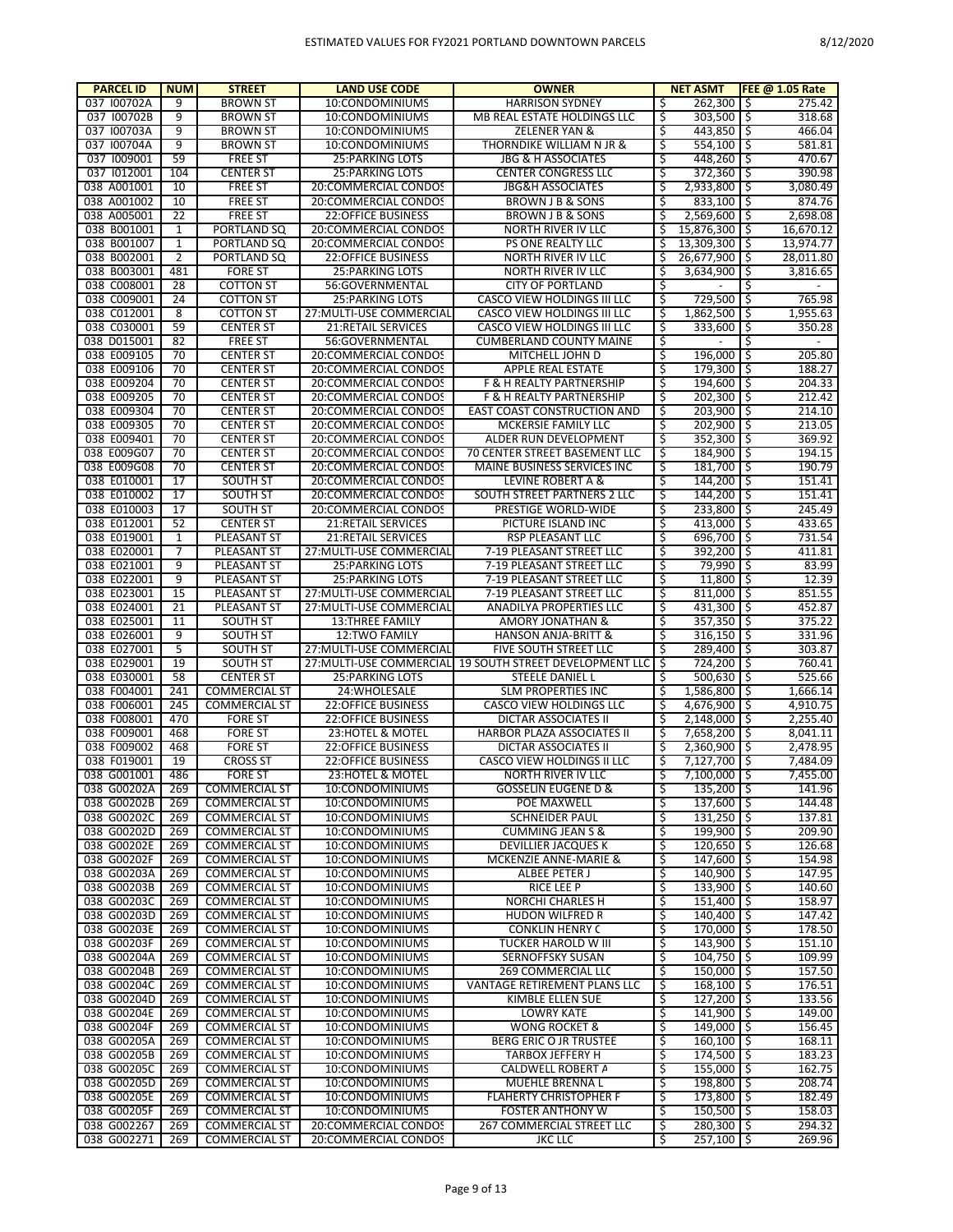| PARCEL ID | NUM | STREET | LAND USE CODE | OWNER | NET ASMT | FEE @ 1.05 Rate |
|---|---|---|---|---|---|---|
| 037 I00702A | 9 | BROWN ST | 10:CONDOMINIUMS | HARRISON SYDNEY | $ 262,300 | $ 275.42 |
| 037 I00702B | 9 | BROWN ST | 10:CONDOMINIUMS | MB REAL ESTATE HOLDINGS LLC | $ 303,500 | $ 318.68 |
| 037 I00703A | 9 | BROWN ST | 10:CONDOMINIUMS | ZELENER YAN & | $ 443,850 | $ 466.04 |
| 037 I00704A | 9 | BROWN ST | 10:CONDOMINIUMS | THORNDIKE WILLIAM N JR & | $ 554,100 | $ 581.81 |
| 037 I009001 | 59 | FREE ST | 25:PARKING LOTS | JBG & H ASSOCIATES | $ 448,260 | $ 470.67 |
| 037 I012001 | 104 | CENTER ST | 25:PARKING LOTS | CENTER CONGRESS LLC | $ 372,360 | $ 390.98 |
| 038 A001001 | 10 | FREE ST | 20:COMMERCIAL CONDOS | JBG&H ASSOCIATES | $ 2,933,800 | $ 3,080.49 |
| 038 A001002 | 10 | FREE ST | 20:COMMERCIAL CONDOS | BROWN J B & SONS | $ 833,100 | $ 874.76 |
| 038 A005001 | 22 | FREE ST | 22:OFFICE BUSINESS | BROWN J B & SONS | $ 2,569,600 | $ 2,698.08 |
| 038 B001001 | 1 | PORTLAND SQ | 20:COMMERCIAL CONDOS | NORTH RIVER IV LLC | $ 15,876,300 | $ 16,670.12 |
| 038 B001007 | 1 | PORTLAND SQ | 20:COMMERCIAL CONDOS | PS ONE REALTY LLC | $ 13,309,300 | $ 13,974.77 |
| 038 B002001 | 2 | PORTLAND SQ | 22:OFFICE BUSINESS | NORTH RIVER IV LLC | $ 26,677,900 | $ 28,011.80 |
| 038 B003001 | 481 | FORE ST | 25:PARKING LOTS | NORTH RIVER IV LLC | $ 3,634,900 | $ 3,816.65 |
| 038 C008001 | 28 | COTTON ST | 56:GOVERNMENTAL | CITY OF PORTLAND | $ - | $ - |
| 038 C009001 | 24 | COTTON ST | 25:PARKING LOTS | CASCO VIEW HOLDINGS III LLC | $ 729,500 | $ 765.98 |
| 038 C012001 | 8 | COTTON ST | 27:MULTI-USE COMMERCIAL | CASCO VIEW HOLDINGS III LLC | $ 1,862,500 | $ 1,955.63 |
| 038 C030001 | 59 | CENTER ST | 21:RETAIL SERVICES | CASCO VIEW HOLDINGS III LLC | $ 333,600 | $ 350.28 |
| 038 D015001 | 82 | FREE ST | 56:GOVERNMENTAL | CUMBERLAND COUNTY MAINE | $ - | $ - |
| 038 E009105 | 70 | CENTER ST | 20:COMMERCIAL CONDOS | MITCHELL JOHN D | $ 196,000 | $ 205.80 |
| 038 E009106 | 70 | CENTER ST | 20:COMMERCIAL CONDOS | APPLE REAL ESTATE | $ 179,300 | $ 188.27 |
| 038 E009204 | 70 | CENTER ST | 20:COMMERCIAL CONDOS | F & H REALTY PARTNERSHIP | $ 194,600 | $ 204.33 |
| 038 E009205 | 70 | CENTER ST | 20:COMMERCIAL CONDOS | F & H REALTY PARTNERSHIP | $ 202,300 | $ 212.42 |
| 038 E009304 | 70 | CENTER ST | 20:COMMERCIAL CONDOS | EAST COAST CONSTRUCTION AND | $ 203,900 | $ 214.10 |
| 038 E009305 | 70 | CENTER ST | 20:COMMERCIAL CONDOS | MCKERSIE FAMILY LLC | $ 202,900 | $ 213.05 |
| 038 E009401 | 70 | CENTER ST | 20:COMMERCIAL CONDOS | ALDER RUN DEVELOPMENT | $ 352,300 | $ 369.92 |
| 038 E009G07 | 70 | CENTER ST | 20:COMMERCIAL CONDOS | 70 CENTER STREET BASEMENT LLC | $ 184,900 | $ 194.15 |
| 038 E009G08 | 70 | CENTER ST | 20:COMMERCIAL CONDOS | MAINE BUSINESS SERVICES INC | $ 181,700 | $ 190.79 |
| 038 E010001 | 17 | SOUTH ST | 20:COMMERCIAL CONDOS | LEVINE ROBERT A & | $ 144,200 | $ 151.41 |
| 038 E010002 | 17 | SOUTH ST | 20:COMMERCIAL CONDOS | SOUTH STREET PARTNERS 2 LLC | $ 144,200 | $ 151.41 |
| 038 E010003 | 17 | SOUTH ST | 20:COMMERCIAL CONDOS | PRESTIGE WORLD-WIDE | $ 233,800 | $ 245.49 |
| 038 E012001 | 52 | CENTER ST | 21:RETAIL SERVICES | PICTURE ISLAND INC | $ 413,000 | $ 433.65 |
| 038 E019001 | 1 | PLEASANT ST | 21:RETAIL SERVICES | RSP PLEASANT LLC | $ 696,700 | $ 731.54 |
| 038 E020001 | 7 | PLEASANT ST | 27:MULTI-USE COMMERCIAL | 7-19 PLEASANT STREET LLC | $ 392,200 | $ 411.81 |
| 038 E021001 | 9 | PLEASANT ST | 25:PARKING LOTS | 7-19 PLEASANT STREET LLC | $ 79,990 | $ 83.99 |
| 038 E022001 | 9 | PLEASANT ST | 25:PARKING LOTS | 7-19 PLEASANT STREET LLC | $ 11,800 | $ 12.39 |
| 038 E023001 | 15 | PLEASANT ST | 27:MULTI-USE COMMERCIAL | 7-19 PLEASANT STREET LLC | $ 811,000 | $ 851.55 |
| 038 E024001 | 21 | PLEASANT ST | 27:MULTI-USE COMMERCIAL | ANADILYA PROPERTIES LLC | $ 431,300 | $ 452.87 |
| 038 E025001 | 11 | SOUTH ST | 13:THREE FAMILY | AMORY JONATHAN & | $ 357,350 | $ 375.22 |
| 038 E026001 | 9 | SOUTH ST | 12:TWO FAMILY | HANSON ANJA-BRITT & | $ 316,150 | $ 331.96 |
| 038 E027001 | 5 | SOUTH ST | 27:MULTI-USE COMMERCIAL | FIVE SOUTH STREET LLC | $ 289,400 | $ 303.87 |
| 038 E029001 | 19 | SOUTH ST | 27:MULTI-USE COMMERCIAL | 19 SOUTH STREET DEVELOPMENT LLC | $ 724,200 | $ 760.41 |
| 038 E030001 | 58 | CENTER ST | 25:PARKING LOTS | STEELE DANIEL L | $ 500,630 | $ 525.66 |
| 038 F004001 | 241 | COMMERCIAL ST | 24:WHOLESALE | SLM PROPERTIES INC | $ 1,586,800 | $ 1,666.14 |
| 038 F006001 | 245 | COMMERCIAL ST | 22:OFFICE BUSINESS | CASCO VIEW HOLDINGS LLC | $ 4,676,900 | $ 4,910.75 |
| 038 F008001 | 470 | FORE ST | 22:OFFICE BUSINESS | DICTAR ASSOCIATES II | $ 2,148,000 | $ 2,255.40 |
| 038 F009001 | 468 | FORE ST | 23:HOTEL & MOTEL | HARBOR PLAZA ASSOCIATES II | $ 7,658,200 | $ 8,041.11 |
| 038 F009002 | 468 | FORE ST | 22:OFFICE BUSINESS | DICTAR ASSOCIATES II | $ 2,360,900 | $ 2,478.95 |
| 038 F019001 | 19 | CROSS ST | 22:OFFICE BUSINESS | CASCO VIEW HOLDINGS II LLC | $ 7,127,700 | $ 7,484.09 |
| 038 G001001 | 486 | FORE ST | 23:HOTEL & MOTEL | NORTH RIVER IV LLC | $ 7,100,000 | $ 7,455.00 |
| 038 G00202A | 269 | COMMERCIAL ST | 10:CONDOMINIUMS | GOSSELIN EUGENE D & | $ 135,200 | $ 141.96 |
| 038 G00202B | 269 | COMMERCIAL ST | 10:CONDOMINIUMS | POE MAXWELL | $ 137,600 | $ 144.48 |
| 038 G00202C | 269 | COMMERCIAL ST | 10:CONDOMINIUMS | SCHNEIDER PAUL | $ 131,250 | $ 137.81 |
| 038 G00202D | 269 | COMMERCIAL ST | 10:CONDOMINIUMS | CUMMING JEAN S & | $ 199,900 | $ 209.90 |
| 038 G00202E | 269 | COMMERCIAL ST | 10:CONDOMINIUMS | DEVILLIER JACQUES K | $ 120,650 | $ 126.68 |
| 038 G00202F | 269 | COMMERCIAL ST | 10:CONDOMINIUMS | MCKENZIE ANNE-MARIE & | $ 147,600 | $ 154.98 |
| 038 G00203A | 269 | COMMERCIAL ST | 10:CONDOMINIUMS | ALBEE PETER J | $ 140,900 | $ 147.95 |
| 038 G00203B | 269 | COMMERCIAL ST | 10:CONDOMINIUMS | RICE LEE P | $ 133,900 | $ 140.60 |
| 038 G00203C | 269 | COMMERCIAL ST | 10:CONDOMINIUMS | NORCHI CHARLES H | $ 151,400 | $ 158.97 |
| 038 G00203D | 269 | COMMERCIAL ST | 10:CONDOMINIUMS | HUDON WILFRED R | $ 140,400 | $ 147.42 |
| 038 G00203E | 269 | COMMERCIAL ST | 10:CONDOMINIUMS | CONKLIN HENRY C | $ 170,000 | $ 178.50 |
| 038 G00203F | 269 | COMMERCIAL ST | 10:CONDOMINIUMS | TUCKER HAROLD W III | $ 143,900 | $ 151.10 |
| 038 G00204A | 269 | COMMERCIAL ST | 10:CONDOMINIUMS | SERNOFFSKY SUSAN | $ 104,750 | $ 109.99 |
| 038 G00204B | 269 | COMMERCIAL ST | 10:CONDOMINIUMS | 269 COMMERCIAL LLC | $ 150,000 | $ 157.50 |
| 038 G00204C | 269 | COMMERCIAL ST | 10:CONDOMINIUMS | VANTAGE RETIREMENT PLANS LLC | $ 168,100 | $ 176.51 |
| 038 G00204D | 269 | COMMERCIAL ST | 10:CONDOMINIUMS | KIMBLE ELLEN SUE | $ 127,200 | $ 133.56 |
| 038 G00204E | 269 | COMMERCIAL ST | 10:CONDOMINIUMS | LOWRY KATE | $ 141,900 | $ 149.00 |
| 038 G00204F | 269 | COMMERCIAL ST | 10:CONDOMINIUMS | WONG ROCKET & | $ 149,000 | $ 156.45 |
| 038 G00205A | 269 | COMMERCIAL ST | 10:CONDOMINIUMS | BERG ERIC O JR TRUSTEE | $ 160,100 | $ 168.11 |
| 038 G00205B | 269 | COMMERCIAL ST | 10:CONDOMINIUMS | TARBOX JEFFERY H | $ 174,500 | $ 183.23 |
| 038 G00205C | 269 | COMMERCIAL ST | 10:CONDOMINIUMS | CALDWELL ROBERT A | $ 155,000 | $ 162.75 |
| 038 G00205D | 269 | COMMERCIAL ST | 10:CONDOMINIUMS | MUEHLE BRENNA L | $ 198,800 | $ 208.74 |
| 038 G00205E | 269 | COMMERCIAL ST | 10:CONDOMINIUMS | FLAHERTY CHRISTOPHER F | $ 173,800 | $ 182.49 |
| 038 G00205F | 269 | COMMERCIAL ST | 10:CONDOMINIUMS | FOSTER ANTHONY W | $ 150,500 | $ 158.03 |
| 038 G002267 | 269 | COMMERCIAL ST | 20:COMMERCIAL CONDOS | 267 COMMERCIAL STREET LLC | $ 280,300 | $ 294.32 |
| 038 G002271 | 269 | COMMERCIAL ST | 20:COMMERCIAL CONDOS | JKC LLC | $ 257,100 | $ 269.96 |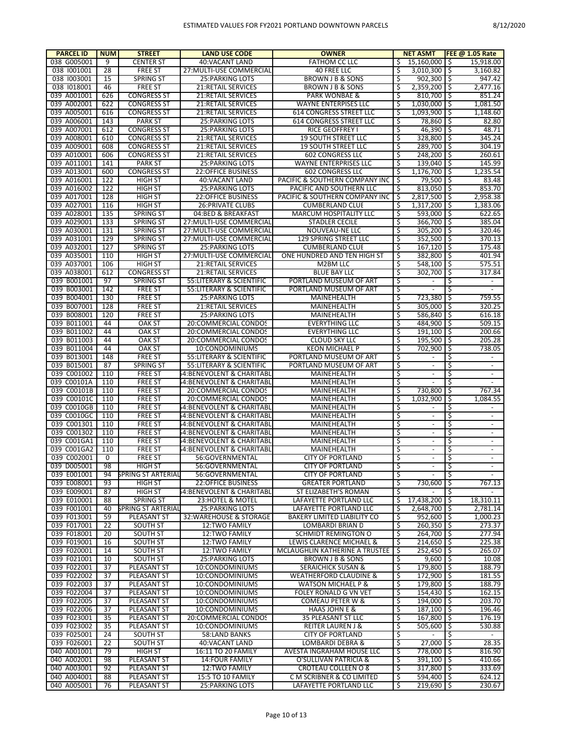| PARCEL ID | NUM | STREET | LAND USE CODE | OWNER | NET ASMT | FEE @ 1.05 Rate |
|---|---|---|---|---|---|---|
| 038 G005001 | 9 | CENTER ST | 40:VACANT LAND | FATHOM CC LLC | $ 15,160,000 | $ 15,918.00 |
| 038 I001001 | 28 | FREE ST | 27:MULTI-USE COMMERCIAL | 40 FREE LLC | $ 3,010,300 | $ 3,160.82 |
| 038 I003001 | 15 | SPRING ST | 25:PARKING LOTS | BROWN J B & SONS | $ 902,300 | $ 947.42 |
| 038 I018001 | 46 | FREE ST | 21:RETAIL SERVICES | BROWN J B & SONS | $ 2,359,200 | $ 2,477.16 |
| 039 A001001 | 626 | CONGRESS ST | 21:RETAIL SERVICES | PARK WONBAE & | $ 810,700 | $ 851.24 |
| 039 A002001 | 622 | CONGRESS ST | 21:RETAIL SERVICES | WAYNE ENTERPISES LLC | $ 1,030,000 | $ 1,081.50 |
| 039 A005001 | 616 | CONGRESS ST | 21:RETAIL SERVICES | 614 CONGRESS STREET LLC | $ 1,093,900 | $ 1,148.60 |
| 039 A006001 | 143 | PARK ST | 25:PARKING LOTS | 614 CONGRESS STREET LLC | $ 78,860 | $ 82.80 |
| 039 A007001 | 612 | CONGRESS ST | 25:PARKING LOTS | RICE GEOFFREY I | $ 46,390 | $ 48.71 |
| 039 A008001 | 610 | CONGRESS ST | 21:RETAIL SERVICES | 19 SOUTH STREET LLC | $ 328,800 | $ 345.24 |
| 039 A009001 | 608 | CONGRESS ST | 21:RETAIL SERVICES | 19 SOUTH STREET LLC | $ 289,700 | $ 304.19 |
| 039 A010001 | 606 | CONGRESS ST | 21:RETAIL SERVICES | 602 CONGRESS LLC | $ 248,200 | $ 260.61 |
| 039 A011001 | 141 | PARK ST | 25:PARKING LOTS | WAYNE ENTERPRISES LLC | $ 139,040 | $ 145.99 |
| 039 A013001 | 600 | CONGRESS ST | 22:OFFICE BUSINESS | 602 CONGRESS LLC | $ 1,176,700 | $ 1,235.54 |
| 039 A016001 | 122 | HIGH ST | 40:VACANT LAND | PACIFIC & SOUTHERN COMPANY INC | $ 79,500 | $ 83.48 |
| 039 A016002 | 122 | HIGH ST | 25:PARKING LOTS | PACIFIC AND SOUTHERN LLC | $ 813,050 | $ 853.70 |
| 039 A017001 | 128 | HIGH ST | 22:OFFICE BUSINESS | PACIFIC & SOUTHERN COMPANY INC | $ 2,817,500 | $ 2,958.38 |
| 039 A027001 | 116 | HIGH ST | 26:PRIVATE CLUBS | CUMBERLAND CLUB | $ 1,317,200 | $ 1,383.06 |
| 039 A028001 | 135 | SPRING ST | 04:BED & BREAKFAST | MARCUM HOSPITALITY LLC | $ 593,000 | $ 622.65 |
| 039 A029001 | 133 | SPRING ST | 27:MULTI-USE COMMERCIAL | STADLER CECILE | $ 366,700 | $ 385.04 |
| 039 A030001 | 131 | SPRING ST | 27:MULTI-USE COMMERCIAL | NOUVEAU-NE LLC | $ 305,200 | $ 320.46 |
| 039 A031001 | 129 | SPRING ST | 27:MULTI-USE COMMERCIAL | 129 SPRING STREET LLC | $ 352,500 | $ 370.13 |
| 039 A032001 | 127 | SPRING ST | 25:PARKING LOTS | CUMBERLAND CLUB | $ 167,120 | $ 175.48 |
| 039 A035001 | 110 | HIGH ST | 27:MULTI-USE COMMERCIAL | ONE HUNDRED AND TEN HIGH ST | $ 382,800 | $ 401.94 |
| 039 A037001 | 106 | HIGH ST | 21:RETAIL SERVICES | M2BM LLC | $ 548,100 | $ 575.51 |
| 039 A038001 | 612 | CONGRESS ST | 21:RETAIL SERVICES | BLUE BAY LLC | $ 302,700 | $ 317.84 |
| 039 B001001 | 97 | SPRING ST | 55:LITERARY & SCIENTIFIC | PORTLAND MUSEUM OF ART | $ - | $ - |
| 039 B003001 | 142 | FREE ST | 55:LITERARY & SCIENTIFIC | PORTLAND MUSEUM OF ART | $ - | $ - |
| 039 B004001 | 130 | FREE ST | 25:PARKING LOTS | MAINEHEALTH | $ 723,380 | $ 759.55 |
| 039 B007001 | 128 | FREE ST | 21:RETAIL SERVICES | MAINEHEALTH | $ 305,000 | $ 320.25 |
| 039 B008001 | 120 | FREE ST | 25:PARKING LOTS | MAINEHEALTH | $ 586,840 | $ 616.18 |
| 039 B011001 | 44 | OAK ST | 20:COMMERCIAL CONDOS | EVERYTHING LLC | $ 484,900 | $ 509.15 |
| 039 B011002 | 44 | OAK ST | 20:COMMERCIAL CONDOS | EVERYTHING LLC | $ 191,100 | $ 200.66 |
| 039 B011003 | 44 | OAK ST | 20:COMMERCIAL CONDOS | CLOUD SKY LLC | $ 195,500 | $ 205.28 |
| 039 B011004 | 44 | OAK ST | 10:CONDOMINIUMS | KEON MICHAEL P | $ 702,900 | $ 738.05 |
| 039 B013001 | 148 | FREE ST | 55:LITERARY & SCIENTIFIC | PORTLAND MUSEUM OF ART | $ - | $ - |
| 039 B015001 | 87 | SPRING ST | 55:LITERARY & SCIENTIFIC | PORTLAND MUSEUM OF ART | $ - | $ - |
| 039 C001002 | 110 | FREE ST | 54:BENEVOLENT & CHARITABL | MAINEHEALTH | $ - | $ - |
| 039 C00101A | 110 | FREE ST | 54:BENEVOLENT & CHARITABL | MAINEHEALTH | $ - | $ - |
| 039 C00101B | 110 | FREE ST | 20:COMMERCIAL CONDOS | MAINEHEALTH | $ 730,800 | $ 767.34 |
| 039 C00101C | 110 | FREE ST | 20:COMMERCIAL CONDOS | MAINEHEALTH | $ 1,032,900 | $ 1,084.55 |
| 039 C0010GB | 110 | FREE ST | 54:BENEVOLENT & CHARITABL | MAINEHEALTH | $ - | $ - |
| 039 C0010GC | 110 | FREE ST | 54:BENEVOLENT & CHARITABL | MAINEHEALTH | $ - | $ - |
| 039 C001301 | 110 | FREE ST | 54:BENEVOLENT & CHARITABL | MAINEHEALTH | $ - | $ - |
| 039 C001302 | 110 | FREE ST | 54:BENEVOLENT & CHARITABL | MAINEHEALTH | $ - | $ - |
| 039 C001GA1 | 110 | FREE ST | 54:BENEVOLENT & CHARITABL | MAINEHEALTH | $ - | $ - |
| 039 C001GA2 | 110 | FREE ST | 54:BENEVOLENT & CHARITABL | MAINEHEALTH | $ - | $ - |
| 039 C002001 | 0 | FREE ST | 56:GOVERNMENTAL | CITY OF PORTLAND | $ - | $ - |
| 039 D005001 | 98 | HIGH ST | 56:GOVERNMENTAL | CITY OF PORTLAND | $ - | $ - |
| 039 E001001 | 94 | SPRING ST ARTERIAL | 56:GOVERNMENTAL | CITY OF PORTLAND | $ - | $ - |
| 039 E008001 | 93 | HIGH ST | 22:OFFICE BUSINESS | GREATER PORTLAND | $ 730,600 | $ 767.13 |
| 039 E009001 | 87 | HIGH ST | 54:BENEVOLENT & CHARITABL | ST ELIZABETH'S ROMAN | $ - | $ - |
| 039 E010001 | 88 | SPRING ST | 23:HOTEL & MOTEL | LAFAYETTE PORTLAND LLC | $ 17,438,200 | $ 18,310.11 |
| 039 F001001 | 40 | SPRING ST ARTERIAL | 25:PARKING LOTS | LAFAYETTE PORTLAND LLC | $ 2,648,700 | $ 2,781.14 |
| 039 F013001 | 59 | PLEASANT ST | 32:WAREHOUSE & STORAGE | BAKERY LIMITED LIABILITY CO | $ 952,600 | $ 1,000.23 |
| 039 F017001 | 22 | SOUTH ST | 12:TWO FAMILY | LOMBARDI BRIAN D | $ 260,350 | $ 273.37 |
| 039 F018001 | 20 | SOUTH ST | 12:TWO FAMILY | SCHMIDT REMINGTON O | $ 264,700 | $ 277.94 |
| 039 F019001 | 16 | SOUTH ST | 12:TWO FAMILY | LEWIS CLARENCE MICHAEL & | $ 214,650 | $ 225.38 |
| 039 F020001 | 14 | SOUTH ST | 12:TWO FAMILY | MCLAUGHLIN KATHERINE A TRUSTEE | $ 252,450 | $ 265.07 |
| 039 F021001 | 10 | SOUTH ST | 25:PARKING LOTS | BROWN J B & SONS | $ 9,600 | $ 10.08 |
| 039 F022001 | 37 | PLEASANT ST | 10:CONDOMINIUMS | SERAICHICK SUSAN & | $ 179,800 | $ 188.79 |
| 039 F022002 | 37 | PLEASANT ST | 10:CONDOMINIUMS | WEATHERFORD CLAUDINE & | $ 172,900 | $ 181.55 |
| 039 F022003 | 37 | PLEASANT ST | 10:CONDOMINIUMS | WATSON MICHAEL P & | $ 179,800 | $ 188.79 |
| 039 F022004 | 37 | PLEASANT ST | 10:CONDOMINIUMS | FOLEY RONALD G VN VET | $ 154,430 | $ 162.15 |
| 039 F022005 | 37 | PLEASANT ST | 10:CONDOMINIUMS | COMEAU PETER W & | $ 194,000 | $ 203.70 |
| 039 F022006 | 37 | PLEASANT ST | 10:CONDOMINIUMS | HAAS JOHN E & | $ 187,100 | $ 196.46 |
| 039 F023001 | 35 | PLEASANT ST | 20:COMMERCIAL CONDOS | 35 PLEASANT ST LLC | $ 167,800 | $ 176.19 |
| 039 F023002 | 35 | PLEASANT ST | 10:CONDOMINIUMS | REITER LAUREN J & | $ 505,600 | $ 530.88 |
| 039 F025001 | 24 | SOUTH ST | 58:LAND BANKS | CITY OF PORTLAND | $ - | $ - |
| 039 F026001 | 22 | SOUTH ST | 40:VACANT LAND | LOMBARDI DEBRA & | $ 27,000 | $ 28.35 |
| 040 A001001 | 79 | HIGH ST | 16:11 TO 20 FAMILY | AVESTA INGRAHAM HOUSE LLC | $ 778,000 | $ 816.90 |
| 040 A002001 | 98 | PLEASANT ST | 14:FOUR FAMILY | O'SULLIVAN PATRICIA & | $ 391,100 | $ 410.66 |
| 040 A003001 | 92 | PLEASANT ST | 12:TWO FAMILY | CROTEAU COLLEEN O & | $ 317,800 | $ 333.69 |
| 040 A004001 | 88 | PLEASANT ST | 15:5 TO 10 FAMILY | C M SCRIBNER & CO LIMITED | $ 594,400 | $ 624.12 |
| 040 A005001 | 76 | PLEASANT ST | 25:PARKING LOTS | LAFAYETTE PORTLAND LLC | $ 219,690 | $ 230.67 |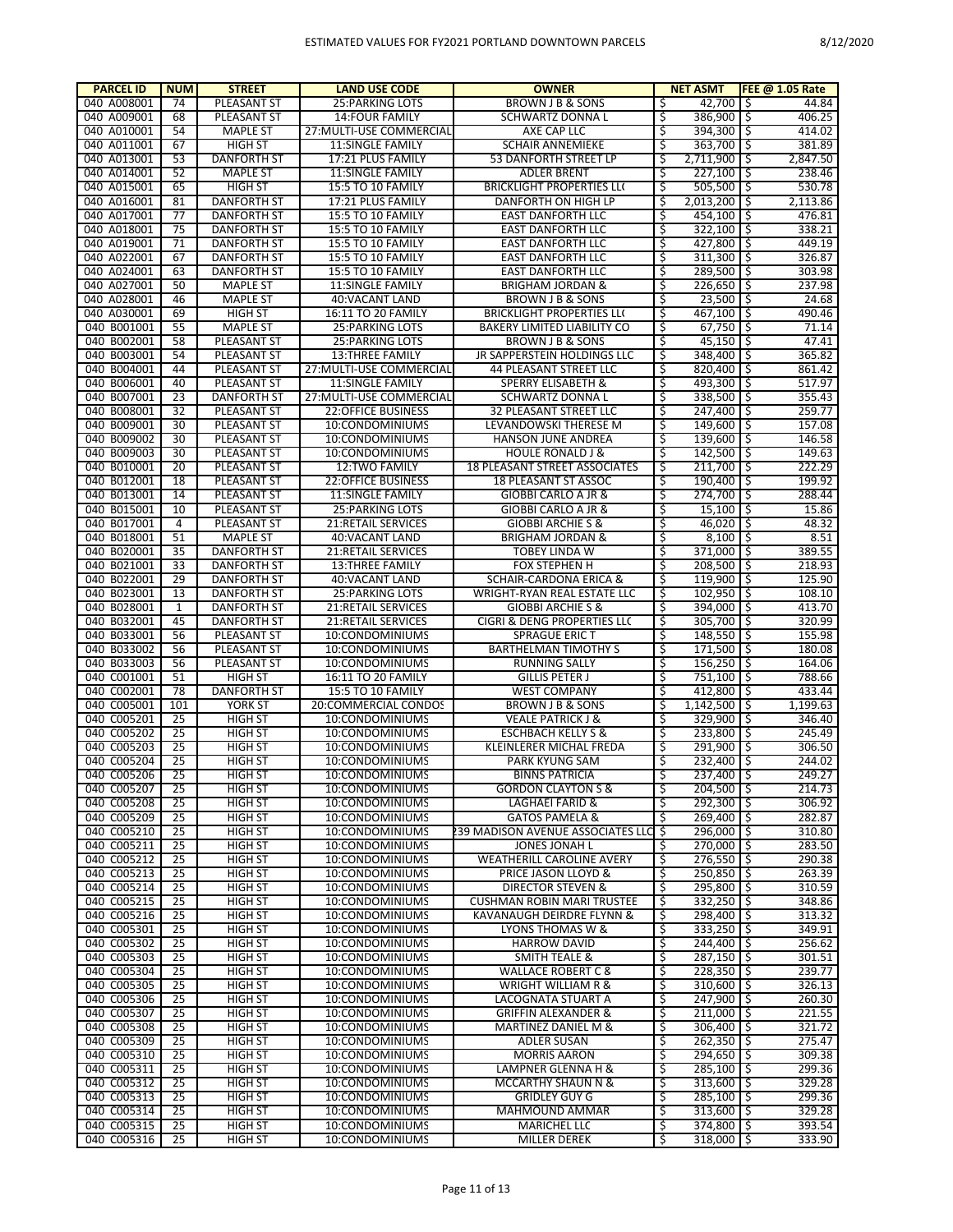# ESTIMATED VALUES FOR FY2021 PORTLAND DOWNTOWN PARCELS

8/12/2020

| PARCEL ID | NUM | STREET | LAND USE CODE | OWNER | NET ASMT | FEE @ 1.05 Rate |
|---|---|---|---|---|---|---|
| 040 A008001 | 74 | PLEASANT ST | 25:PARKING LOTS | BROWN J B & SONS | $ 42,700 | $ 44.84 |
| 040 A009001 | 68 | PLEASANT ST | 14:FOUR FAMILY | SCHWARTZ DONNA L | $ 386,900 | $ 406.25 |
| 040 A010001 | 54 | MAPLE ST | 27:MULTI-USE COMMERCIAL | AXE CAP LLC | $ 394,300 | $ 414.02 |
| 040 A011001 | 67 | HIGH ST | 11:SINGLE FAMILY | SCHAIR ANNEMIEKE | $ 363,700 | $ 381.89 |
| 040 A013001 | 53 | DANFORTH ST | 17:21 PLUS FAMILY | 53 DANFORTH STREET LP | $ 2,711,900 | $ 2,847.50 |
| 040 A014001 | 52 | MAPLE ST | 11:SINGLE FAMILY | ADLER BRENT | $ 227,100 | $ 238.46 |
| 040 A015001 | 65 | HIGH ST | 15:5 TO 10 FAMILY | BRICKLIGHT PROPERTIES LL( | $ 505,500 | $ 530.78 |
| 040 A016001 | 81 | DANFORTH ST | 17:21 PLUS FAMILY | DANFORTH ON HIGH LP | $ 2,013,200 | $ 2,113.86 |
| 040 A017001 | 77 | DANFORTH ST | 15:5 TO 10 FAMILY | EAST DANFORTH LLC | $ 454,100 | $ 476.81 |
| 040 A018001 | 75 | DANFORTH ST | 15:5 TO 10 FAMILY | EAST DANFORTH LLC | $ 322,100 | $ 338.21 |
| 040 A019001 | 71 | DANFORTH ST | 15:5 TO 10 FAMILY | EAST DANFORTH LLC | $ 427,800 | $ 449.19 |
| 040 A022001 | 67 | DANFORTH ST | 15:5 TO 10 FAMILY | EAST DANFORTH LLC | $ 311,300 | $ 326.87 |
| 040 A024001 | 63 | DANFORTH ST | 15:5 TO 10 FAMILY | EAST DANFORTH LLC | $ 289,500 | $ 303.98 |
| 040 A027001 | 50 | MAPLE ST | 11:SINGLE FAMILY | BRIGHAM JORDAN & | $ 226,650 | $ 237.98 |
| 040 A028001 | 46 | MAPLE ST | 40:VACANT LAND | BROWN J B & SONS | $ 23,500 | $ 24.68 |
| 040 A030001 | 69 | HIGH ST | 16:11 TO 20 FAMILY | BRICKLIGHT PROPERTIES LL( | $ 467,100 | $ 490.46 |
| 040 B001001 | 55 | MAPLE ST | 25:PARKING LOTS | BAKERY LIMITED LIABILITY CO | $ 67,750 | $ 71.14 |
| 040 B002001 | 58 | PLEASANT ST | 25:PARKING LOTS | BROWN J B & SONS | $ 45,150 | $ 47.41 |
| 040 B003001 | 54 | PLEASANT ST | 13:THREE FAMILY | JR SAPPERSTEIN HOLDINGS LLC | $ 348,400 | $ 365.82 |
| 040 B004001 | 44 | PLEASANT ST | 27:MULTI-USE COMMERCIAL | 44 PLEASANT STREET LLC | $ 820,400 | $ 861.42 |
| 040 B006001 | 40 | PLEASANT ST | 11:SINGLE FAMILY | SPERRY ELISABETH & | $ 493,300 | $ 517.97 |
| 040 B007001 | 23 | DANFORTH ST | 27:MULTI-USE COMMERCIAL | SCHWARTZ DONNA L | $ 338,500 | $ 355.43 |
| 040 B008001 | 32 | PLEASANT ST | 22:OFFICE BUSINESS | 32 PLEASANT STREET LLC | $ 247,400 | $ 259.77 |
| 040 B009001 | 30 | PLEASANT ST | 10:CONDOMINIUMS | LEVANDOWSKI THERESE M | $ 149,600 | $ 157.08 |
| 040 B009002 | 30 | PLEASANT ST | 10:CONDOMINIUMS | HANSON JUNE ANDREA | $ 139,600 | $ 146.58 |
| 040 B009003 | 30 | PLEASANT ST | 10:CONDOMINIUMS | HOULE RONALD J & | $ 142,500 | $ 149.63 |
| 040 B010001 | 20 | PLEASANT ST | 12:TWO FAMILY | 18 PLEASANT STREET ASSOCIATES | $ 211,700 | $ 222.29 |
| 040 B012001 | 18 | PLEASANT ST | 22:OFFICE BUSINESS | 18 PLEASANT ST ASSOC | $ 190,400 | $ 199.92 |
| 040 B013001 | 14 | PLEASANT ST | 11:SINGLE FAMILY | GIOBBI CARLO A JR & | $ 274,700 | $ 288.44 |
| 040 B015001 | 10 | PLEASANT ST | 25:PARKING LOTS | GIOBBI CARLO A JR & | $ 15,100 | $ 15.86 |
| 040 B017001 | 4 | PLEASANT ST | 21:RETAIL SERVICES | GIOBBI ARCHIE S & | $ 46,020 | $ 48.32 |
| 040 B018001 | 51 | MAPLE ST | 40:VACANT LAND | BRIGHAM JORDAN & | $ 8,100 | $ 8.51 |
| 040 B020001 | 35 | DANFORTH ST | 21:RETAIL SERVICES | TOBEY LINDA W | $ 371,000 | $ 389.55 |
| 040 B021001 | 33 | DANFORTH ST | 13:THREE FAMILY | FOX STEPHEN H | $ 208,500 | $ 218.93 |
| 040 B022001 | 29 | DANFORTH ST | 40:VACANT LAND | SCHAIR-CARDONA ERICA & | $ 119,900 | $ 125.90 |
| 040 B023001 | 13 | DANFORTH ST | 25:PARKING LOTS | WRIGHT-RYAN REAL ESTATE LLC | $ 102,950 | $ 108.10 |
| 040 B028001 | 1 | DANFORTH ST | 21:RETAIL SERVICES | GIOBBI ARCHIE S & | $ 394,000 | $ 413.70 |
| 040 B032001 | 45 | DANFORTH ST | 21:RETAIL SERVICES | CIGRI & DENG PROPERTIES LL( | $ 305,700 | $ 320.99 |
| 040 B033001 | 56 | PLEASANT ST | 10:CONDOMINIUMS | SPRAGUE ERIC T | $ 148,550 | $ 155.98 |
| 040 B033002 | 56 | PLEASANT ST | 10:CONDOMINIUMS | BARTHELMAN TIMOTHY S | $ 171,500 | $ 180.08 |
| 040 B033003 | 56 | PLEASANT ST | 10:CONDOMINIUMS | RUNNING SALLY | $ 156,250 | $ 164.06 |
| 040 C001001 | 51 | HIGH ST | 16:11 TO 20 FAMILY | GILLIS PETER J | $ 751,100 | $ 788.66 |
| 040 C002001 | 78 | DANFORTH ST | 15:5 TO 10 FAMILY | WEST COMPANY | $ 412,800 | $ 433.44 |
| 040 C005001 | 101 | YORK ST | 20:COMMERCIAL CONDOS | BROWN J B & SONS | $ 1,142,500 | $ 1,199.63 |
| 040 C005201 | 25 | HIGH ST | 10:CONDOMINIUMS | VEALE PATRICK J & | $ 329,900 | $ 346.40 |
| 040 C005202 | 25 | HIGH ST | 10:CONDOMINIUMS | ESCHBACH KELLY S & | $ 233,800 | $ 245.49 |
| 040 C005203 | 25 | HIGH ST | 10:CONDOMINIUMS | KLEINLERER MICHAL FREDA | $ 291,900 | $ 306.50 |
| 040 C005204 | 25 | HIGH ST | 10:CONDOMINIUMS | PARK KYUNG SAM | $ 232,400 | $ 244.02 |
| 040 C005206 | 25 | HIGH ST | 10:CONDOMINIUMS | BINNS PATRICIA | $ 237,400 | $ 249.27 |
| 040 C005207 | 25 | HIGH ST | 10:CONDOMINIUMS | GORDON CLAYTON S & | $ 204,500 | $ 214.73 |
| 040 C005208 | 25 | HIGH ST | 10:CONDOMINIUMS | LAGHAEI FARID & | $ 292,300 | $ 306.92 |
| 040 C005209 | 25 | HIGH ST | 10:CONDOMINIUMS | GATOS PAMELA & | $ 269,400 | $ 282.87 |
| 040 C005210 | 25 | HIGH ST | 10:CONDOMINIUMS | 239 MADISON AVENUE ASSOCIATES LLC | $ 296,000 | $ 310.80 |
| 040 C005211 | 25 | HIGH ST | 10:CONDOMINIUMS | JONES JONAH L | $ 270,000 | $ 283.50 |
| 040 C005212 | 25 | HIGH ST | 10:CONDOMINIUMS | WEATHERILL CAROLINE AVERY | $ 276,550 | $ 290.38 |
| 040 C005213 | 25 | HIGH ST | 10:CONDOMINIUMS | PRICE JASON LLOYD & | $ 250,850 | $ 263.39 |
| 040 C005214 | 25 | HIGH ST | 10:CONDOMINIUMS | DIRECTOR STEVEN & | $ 295,800 | $ 310.59 |
| 040 C005215 | 25 | HIGH ST | 10:CONDOMINIUMS | CUSHMAN ROBIN MARI TRUSTEE | $ 332,250 | $ 348.86 |
| 040 C005216 | 25 | HIGH ST | 10:CONDOMINIUMS | KAVANAUGH DEIRDRE FLYNN & | $ 298,400 | $ 313.32 |
| 040 C005301 | 25 | HIGH ST | 10:CONDOMINIUMS | LYONS THOMAS W & | $ 333,250 | $ 349.91 |
| 040 C005302 | 25 | HIGH ST | 10:CONDOMINIUMS | HARROW DAVID | $ 244,400 | $ 256.62 |
| 040 C005303 | 25 | HIGH ST | 10:CONDOMINIUMS | SMITH TEALE & | $ 287,150 | $ 301.51 |
| 040 C005304 | 25 | HIGH ST | 10:CONDOMINIUMS | WALLACE ROBERT C & | $ 228,350 | $ 239.77 |
| 040 C005305 | 25 | HIGH ST | 10:CONDOMINIUMS | WRIGHT WILLIAM R & | $ 310,600 | $ 326.13 |
| 040 C005306 | 25 | HIGH ST | 10:CONDOMINIUMS | LACOGNATA STUART A | $ 247,900 | $ 260.30 |
| 040 C005307 | 25 | HIGH ST | 10:CONDOMINIUMS | GRIFFIN ALEXANDER & | $ 211,000 | $ 221.55 |
| 040 C005308 | 25 | HIGH ST | 10:CONDOMINIUMS | MARTINEZ DANIEL M & | $ 306,400 | $ 321.72 |
| 040 C005309 | 25 | HIGH ST | 10:CONDOMINIUMS | ADLER SUSAN | $ 262,350 | $ 275.47 |
| 040 C005310 | 25 | HIGH ST | 10:CONDOMINIUMS | MORRIS AARON | $ 294,650 | $ 309.38 |
| 040 C005311 | 25 | HIGH ST | 10:CONDOMINIUMS | LAMPNER GLENNA H & | $ 285,100 | $ 299.36 |
| 040 C005312 | 25 | HIGH ST | 10:CONDOMINIUMS | MCCARTHY SHAUN N & | $ 313,600 | $ 329.28 |
| 040 C005313 | 25 | HIGH ST | 10:CONDOMINIUMS | GRIDLEY GUY G | $ 285,100 | $ 299.36 |
| 040 C005314 | 25 | HIGH ST | 10:CONDOMINIUMS | MAHMOUND AMMAR | $ 313,600 | $ 329.28 |
| 040 C005315 | 25 | HIGH ST | 10:CONDOMINIUMS | MARICHEL LLC | $ 374,800 | $ 393.54 |
| 040 C005316 | 25 | HIGH ST | 10:CONDOMINIUMS | MILLER DEREK | $ 318,000 | $ 333.90 |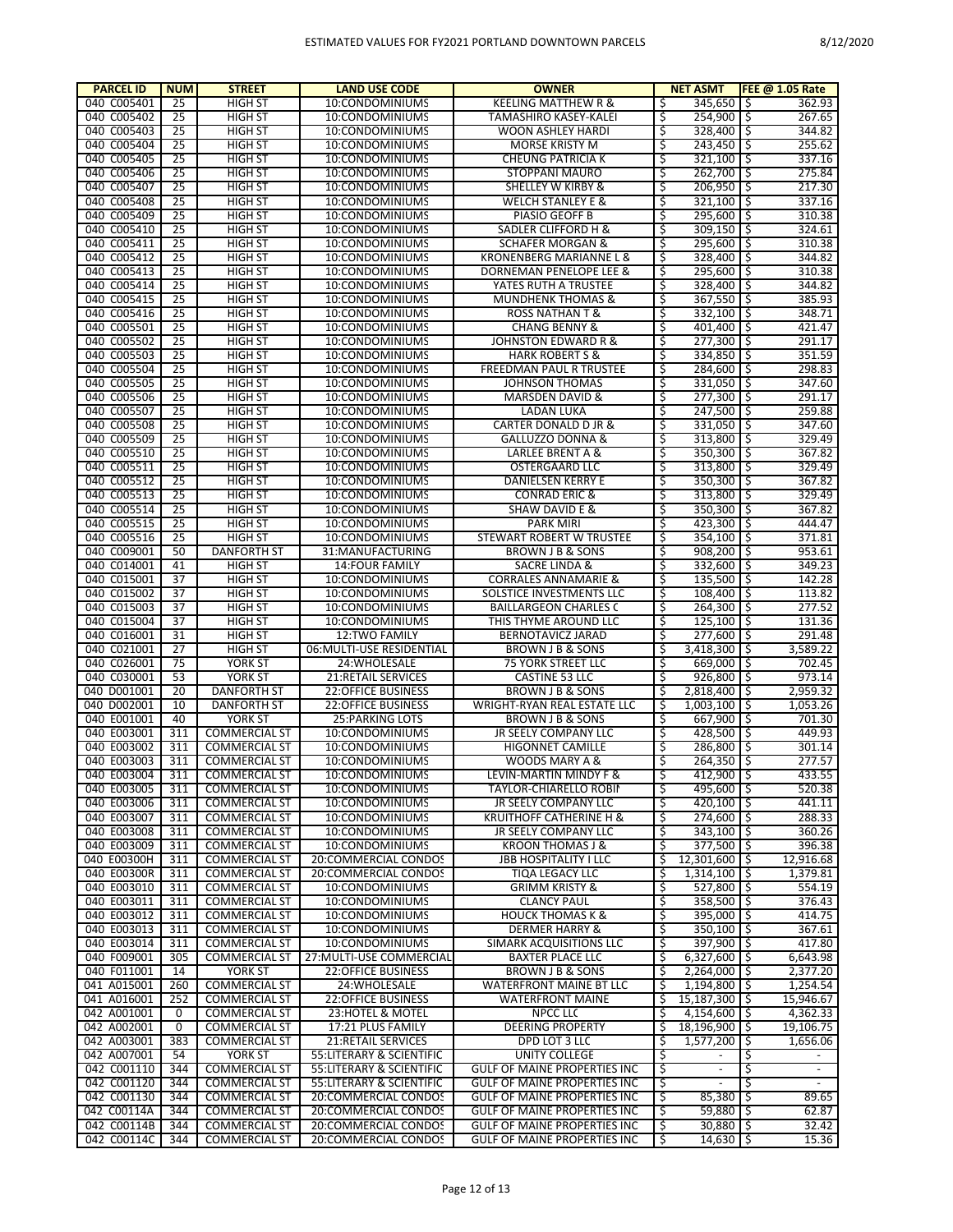| PARCEL ID | NUM | STREET | LAND USE CODE | OWNER | NET ASMT | FEE @ 1.05 Rate |
|---|---|---|---|---|---|---|
| 040 C005401 | 25 | HIGH ST | 10:CONDOMINIUMS | KEELING MATTHEW R & | $ 345,650 | $ 362.93 |
| 040 C005402 | 25 | HIGH ST | 10:CONDOMINIUMS | TAMASHIRO KASEY-KALEI | $ 254,900 | $ 267.65 |
| 040 C005403 | 25 | HIGH ST | 10:CONDOMINIUMS | WOON ASHLEY HARDI | $ 328,400 | $ 344.82 |
| 040 C005404 | 25 | HIGH ST | 10:CONDOMINIUMS | MORSE KRISTY M | $ 243,450 | $ 255.62 |
| 040 C005405 | 25 | HIGH ST | 10:CONDOMINIUMS | CHEUNG PATRICIA K | $ 321,100 | $ 337.16 |
| 040 C005406 | 25 | HIGH ST | 10:CONDOMINIUMS | STOPPANI MAURO | $ 262,700 | $ 275.84 |
| 040 C005407 | 25 | HIGH ST | 10:CONDOMINIUMS | SHELLEY W KIRBY & | $ 206,950 | $ 217.30 |
| 040 C005408 | 25 | HIGH ST | 10:CONDOMINIUMS | WELCH STANLEY E & | $ 321,100 | $ 337.16 |
| 040 C005409 | 25 | HIGH ST | 10:CONDOMINIUMS | PIASIO GEOFF B | $ 295,600 | $ 310.38 |
| 040 C005410 | 25 | HIGH ST | 10:CONDOMINIUMS | SADLER CLIFFORD H & | $ 309,150 | $ 324.61 |
| 040 C005411 | 25 | HIGH ST | 10:CONDOMINIUMS | SCHAFER MORGAN & | $ 295,600 | $ 310.38 |
| 040 C005412 | 25 | HIGH ST | 10:CONDOMINIUMS | KRONENBERG MARIANNE L & | $ 328,400 | $ 344.82 |
| 040 C005413 | 25 | HIGH ST | 10:CONDOMINIUMS | DORNEMAN PENELOPE LEE & | $ 295,600 | $ 310.38 |
| 040 C005414 | 25 | HIGH ST | 10:CONDOMINIUMS | YATES RUTH A TRUSTEE | $ 328,400 | $ 344.82 |
| 040 C005415 | 25 | HIGH ST | 10:CONDOMINIUMS | MUNDHENK THOMAS & | $ 367,550 | $ 385.93 |
| 040 C005416 | 25 | HIGH ST | 10:CONDOMINIUMS | ROSS NATHAN T & | $ 332,100 | $ 348.71 |
| 040 C005501 | 25 | HIGH ST | 10:CONDOMINIUMS | CHANG BENNY & | $ 401,400 | $ 421.47 |
| 040 C005502 | 25 | HIGH ST | 10:CONDOMINIUMS | JOHNSTON EDWARD R & | $ 277,300 | $ 291.17 |
| 040 C005503 | 25 | HIGH ST | 10:CONDOMINIUMS | HARK ROBERT S & | $ 334,850 | $ 351.59 |
| 040 C005504 | 25 | HIGH ST | 10:CONDOMINIUMS | FREEDMAN PAUL R TRUSTEE | $ 284,600 | $ 298.83 |
| 040 C005505 | 25 | HIGH ST | 10:CONDOMINIUMS | JOHNSON THOMAS | $ 331,050 | $ 347.60 |
| 040 C005506 | 25 | HIGH ST | 10:CONDOMINIUMS | MARSDEN DAVID & | $ 277,300 | $ 291.17 |
| 040 C005507 | 25 | HIGH ST | 10:CONDOMINIUMS | LADAN LUKA | $ 247,500 | $ 259.88 |
| 040 C005508 | 25 | HIGH ST | 10:CONDOMINIUMS | CARTER DONALD D JR & | $ 331,050 | $ 347.60 |
| 040 C005509 | 25 | HIGH ST | 10:CONDOMINIUMS | GALLUZZO DONNA & | $ 313,800 | $ 329.49 |
| 040 C005510 | 25 | HIGH ST | 10:CONDOMINIUMS | LARLEE BRENT A & | $ 350,300 | $ 367.82 |
| 040 C005511 | 25 | HIGH ST | 10:CONDOMINIUMS | OSTERGAARD LLC | $ 313,800 | $ 329.49 |
| 040 C005512 | 25 | HIGH ST | 10:CONDOMINIUMS | DANIELSEN KERRY E | $ 350,300 | $ 367.82 |
| 040 C005513 | 25 | HIGH ST | 10:CONDOMINIUMS | CONRAD ERIC & | $ 313,800 | $ 329.49 |
| 040 C005514 | 25 | HIGH ST | 10:CONDOMINIUMS | SHAW DAVID E & | $ 350,300 | $ 367.82 |
| 040 C005515 | 25 | HIGH ST | 10:CONDOMINIUMS | PARK MIRI | $ 423,300 | $ 444.47 |
| 040 C005516 | 25 | HIGH ST | 10:CONDOMINIUMS | STEWART ROBERT W TRUSTEE | $ 354,100 | $ 371.81 |
| 040 C009001 | 50 | DANFORTH ST | 31:MANUFACTURING | BROWN J B & SONS | $ 908,200 | $ 953.61 |
| 040 C014001 | 41 | HIGH ST | 14:FOUR FAMILY | SACRE LINDA & | $ 332,600 | $ 349.23 |
| 040 C015001 | 37 | HIGH ST | 10:CONDOMINIUMS | CORRALES ANNAMARIE & | $ 135,500 | $ 142.28 |
| 040 C015002 | 37 | HIGH ST | 10:CONDOMINIUMS | SOLSTICE INVESTMENTS LLC | $ 108,400 | $ 113.82 |
| 040 C015003 | 37 | HIGH ST | 10:CONDOMINIUMS | BAILLARGEON CHARLES C | $ 264,300 | $ 277.52 |
| 040 C015004 | 37 | HIGH ST | 10:CONDOMINIUMS | THIS THYME AROUND LLC | $ 125,100 | $ 131.36 |
| 040 C016001 | 31 | HIGH ST | 12:TWO FAMILY | BERNOTAVICZ JARAD | $ 277,600 | $ 291.48 |
| 040 C021001 | 27 | HIGH ST | 06:MULTI-USE RESIDENTIAL | BROWN J B & SONS | $ 3,418,300 | $ 3,589.22 |
| 040 C026001 | 75 | YORK ST | 24:WHOLESALE | 75 YORK STREET LLC | $ 669,000 | $ 702.45 |
| 040 C030001 | 53 | YORK ST | 21:RETAIL SERVICES | CASTINE 53 LLC | $ 926,800 | $ 973.14 |
| 040 D001001 | 20 | DANFORTH ST | 22:OFFICE BUSINESS | BROWN J B & SONS | $ 2,818,400 | $ 2,959.32 |
| 040 D002001 | 10 | DANFORTH ST | 22:OFFICE BUSINESS | WRIGHT-RYAN REAL ESTATE LLC | $ 1,003,100 | $ 1,053.26 |
| 040 E001001 | 40 | YORK ST | 25:PARKING LOTS | BROWN J B & SONS | $ 667,900 | $ 701.30 |
| 040 E003001 | 311 | COMMERCIAL ST | 10:CONDOMINIUMS | JR SEELY COMPANY LLC | $ 428,500 | $ 449.93 |
| 040 E003002 | 311 | COMMERCIAL ST | 10:CONDOMINIUMS | HIGONNET CAMILLE | $ 286,800 | $ 301.14 |
| 040 E003003 | 311 | COMMERCIAL ST | 10:CONDOMINIUMS | WOODS MARY A & | $ 264,350 | $ 277.57 |
| 040 E003004 | 311 | COMMERCIAL ST | 10:CONDOMINIUMS | LEVIN-MARTIN MINDY F & | $ 412,900 | $ 433.55 |
| 040 E003005 | 311 | COMMERCIAL ST | 10:CONDOMINIUMS | TAYLOR-CHIARELLO ROBIN | $ 495,600 | $ 520.38 |
| 040 E003006 | 311 | COMMERCIAL ST | 10:CONDOMINIUMS | JR SEELY COMPANY LLC | $ 420,100 | $ 441.11 |
| 040 E003007 | 311 | COMMERCIAL ST | 10:CONDOMINIUMS | KRUITHOFF CATHERINE H & | $ 274,600 | $ 288.33 |
| 040 E003008 | 311 | COMMERCIAL ST | 10:CONDOMINIUMS | JR SEELY COMPANY LLC | $ 343,100 | $ 360.26 |
| 040 E003009 | 311 | COMMERCIAL ST | 10:CONDOMINIUMS | KROON THOMAS J & | $ 377,500 | $ 396.38 |
| 040 E00300H | 311 | COMMERCIAL ST | 20:COMMERCIAL CONDOS | JBB HOSPITALITY I LLC | $ 12,301,600 | $ 12,916.68 |
| 040 E00300R | 311 | COMMERCIAL ST | 20:COMMERCIAL CONDOS | TIQA LEGACY LLC | $ 1,314,100 | $ 1,379.81 |
| 040 E003010 | 311 | COMMERCIAL ST | 10:CONDOMINIUMS | GRIMM KRISTY & | $ 527,800 | $ 554.19 |
| 040 E003011 | 311 | COMMERCIAL ST | 10:CONDOMINIUMS | CLANCY PAUL | $ 358,500 | $ 376.43 |
| 040 E003012 | 311 | COMMERCIAL ST | 10:CONDOMINIUMS | HOUCK THOMAS K & | $ 395,000 | $ 414.75 |
| 040 E003013 | 311 | COMMERCIAL ST | 10:CONDOMINIUMS | DERMER HARRY & | $ 350,100 | $ 367.61 |
| 040 E003014 | 311 | COMMERCIAL ST | 10:CONDOMINIUMS | SIMARK ACQUISITIONS LLC | $ 397,900 | $ 417.80 |
| 040 F009001 | 305 | COMMERCIAL ST | 27:MULTI-USE COMMERCIAL | BAXTER PLACE LLC | $ 6,327,600 | $ 6,643.98 |
| 040 F011001 | 14 | YORK ST | 22:OFFICE BUSINESS | BROWN J B & SONS | $ 2,264,000 | $ 2,377.20 |
| 041 A015001 | 260 | COMMERCIAL ST | 24:WHOLESALE | WATERFRONT MAINE BT LLC | $ 1,194,800 | $ 1,254.54 |
| 041 A016001 | 252 | COMMERCIAL ST | 22:OFFICE BUSINESS | WATERFRONT MAINE | $ 15,187,300 | $ 15,946.67 |
| 042 A001001 | 0 | COMMERCIAL ST | 23:HOTEL & MOTEL | NPCC LLC | $ 4,154,600 | $ 4,362.33 |
| 042 A002001 | 0 | COMMERCIAL ST | 17:21 PLUS FAMILY | DEERING PROPERTY | $ 18,196,900 | $ 19,106.75 |
| 042 A003001 | 383 | COMMERCIAL ST | 21:RETAIL SERVICES | DPD LOT 3 LLC | $ 1,577,200 | $ 1,656.06 |
| 042 A007001 | 54 | YORK ST | 55:LITERARY & SCIENTIFIC | UNITY COLLEGE | $ - | $ - |
| 042 C001110 | 344 | COMMERCIAL ST | 55:LITERARY & SCIENTIFIC | GULF OF MAINE PROPERTIES INC | $ - | $ - |
| 042 C001120 | 344 | COMMERCIAL ST | 55:LITERARY & SCIENTIFIC | GULF OF MAINE PROPERTIES INC | $ - | $ - |
| 042 C001130 | 344 | COMMERCIAL ST | 20:COMMERCIAL CONDOS | GULF OF MAINE PROPERTIES INC | $ 85,380 | $ 89.65 |
| 042 C00114A | 344 | COMMERCIAL ST | 20:COMMERCIAL CONDOS | GULF OF MAINE PROPERTIES INC | $ 59,880 | $ 62.87 |
| 042 C00114B | 344 | COMMERCIAL ST | 20:COMMERCIAL CONDOS | GULF OF MAINE PROPERTIES INC | $ 30,880 | $ 32.42 |
| 042 C00114C | 344 | COMMERCIAL ST | 20:COMMERCIAL CONDOS | GULF OF MAINE PROPERTIES INC | $ 14,630 | $ 15.36 |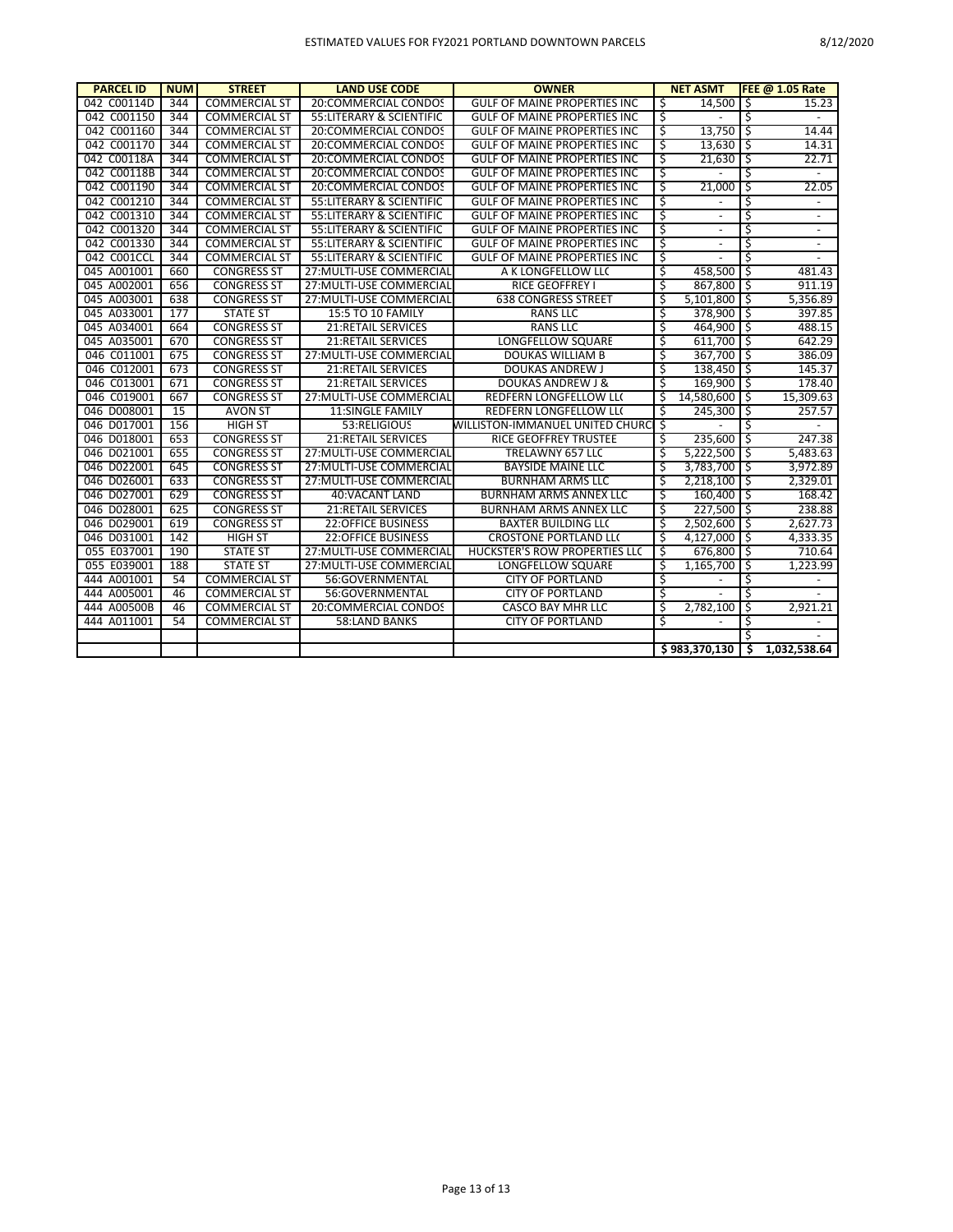| PARCEL ID | NUM | STREET | LAND USE CODE | OWNER | NET ASMT | FEE @ 1.05 Rate |
|---|---|---|---|---|---|---|
| 042 C00114D | 344 | COMMERCIAL ST | 20:COMMERCIAL CONDOS | GULF OF MAINE PROPERTIES INC | $ 14,500 | $ 15.23 |
| 042 C001150 | 344 | COMMERCIAL ST | 55:LITERARY & SCIENTIFIC | GULF OF MAINE PROPERTIES INC | $ - | $ - |
| 042 C001160 | 344 | COMMERCIAL ST | 20:COMMERCIAL CONDOS | GULF OF MAINE PROPERTIES INC | $ 13,750 | $ 14.44 |
| 042 C001170 | 344 | COMMERCIAL ST | 20:COMMERCIAL CONDOS | GULF OF MAINE PROPERTIES INC | $ 13,630 | $ 14.31 |
| 042 C00118A | 344 | COMMERCIAL ST | 20:COMMERCIAL CONDOS | GULF OF MAINE PROPERTIES INC | $ 21,630 | $ 22.71 |
| 042 C00118B | 344 | COMMERCIAL ST | 20:COMMERCIAL CONDOS | GULF OF MAINE PROPERTIES INC | $ - | $ - |
| 042 C001190 | 344 | COMMERCIAL ST | 20:COMMERCIAL CONDOS | GULF OF MAINE PROPERTIES INC | $ 21,000 | $ 22.05 |
| 042 C001210 | 344 | COMMERCIAL ST | 55:LITERARY & SCIENTIFIC | GULF OF MAINE PROPERTIES INC | $ - | $ - |
| 042 C001310 | 344 | COMMERCIAL ST | 55:LITERARY & SCIENTIFIC | GULF OF MAINE PROPERTIES INC | $ - | $ - |
| 042 C001320 | 344 | COMMERCIAL ST | 55:LITERARY & SCIENTIFIC | GULF OF MAINE PROPERTIES INC | $ - | $ - |
| 042 C001330 | 344 | COMMERCIAL ST | 55:LITERARY & SCIENTIFIC | GULF OF MAINE PROPERTIES INC | $ - | $ - |
| 042 C001CCL | 344 | COMMERCIAL ST | 55:LITERARY & SCIENTIFIC | GULF OF MAINE PROPERTIES INC | $ - | $ - |
| 045 A001001 | 660 | CONGRESS ST | 27:MULTI-USE COMMERCIAL | A K LONGFELLOW LLC | $ 458,500 | $ 481.43 |
| 045 A002001 | 656 | CONGRESS ST | 27:MULTI-USE COMMERCIAL | RICE GEOFFREY I | $ 867,800 | $ 911.19 |
| 045 A003001 | 638 | CONGRESS ST | 27:MULTI-USE COMMERCIAL | 638 CONGRESS STREET | $ 5,101,800 | $ 5,356.89 |
| 045 A033001 | 177 | STATE ST | 15:5 TO 10 FAMILY | RANS LLC | $ 378,900 | $ 397.85 |
| 045 A034001 | 664 | CONGRESS ST | 21:RETAIL SERVICES | RANS LLC | $ 464,900 | $ 488.15 |
| 045 A035001 | 670 | CONGRESS ST | 21:RETAIL SERVICES | LONGFELLOW SQUARE | $ 611,700 | $ 642.29 |
| 046 C011001 | 675 | CONGRESS ST | 27:MULTI-USE COMMERCIAL | DOUKAS WILLIAM B | $ 367,700 | $ 386.09 |
| 046 C012001 | 673 | CONGRESS ST | 21:RETAIL SERVICES | DOUKAS ANDREW J | $ 138,450 | $ 145.37 |
| 046 C013001 | 671 | CONGRESS ST | 21:RETAIL SERVICES | DOUKAS ANDREW J & | $ 169,900 | $ 178.40 |
| 046 C019001 | 667 | CONGRESS ST | 27:MULTI-USE COMMERCIAL | REDFERN LONGFELLOW LLC | $ 14,580,600 | $ 15,309.63 |
| 046 D008001 | 15 | AVON ST | 11:SINGLE FAMILY | REDFERN LONGFELLOW LLC | $ 245,300 | $ 257.57 |
| 046 D017001 | 156 | HIGH ST | 53:RELIGIOUS | WILLISTON-IMMANUEL UNITED CHURCH | $ - | $ - |
| 046 D018001 | 653 | CONGRESS ST | 21:RETAIL SERVICES | RICE GEOFFREY TRUSTEE | $ 235,600 | $ 247.38 |
| 046 D021001 | 655 | CONGRESS ST | 27:MULTI-USE COMMERCIAL | TRELAWNY 657 LLC | $ 5,222,500 | $ 5,483.63 |
| 046 D022001 | 645 | CONGRESS ST | 27:MULTI-USE COMMERCIAL | BAYSIDE MAINE LLC | $ 3,783,700 | $ 3,972.89 |
| 046 D026001 | 633 | CONGRESS ST | 27:MULTI-USE COMMERCIAL | BURNHAM ARMS LLC | $ 2,218,100 | $ 2,329.01 |
| 046 D027001 | 629 | CONGRESS ST | 40:VACANT LAND | BURNHAM ARMS ANNEX LLC | $ 160,400 | $ 168.42 |
| 046 D028001 | 625 | CONGRESS ST | 21:RETAIL SERVICES | BURNHAM ARMS ANNEX LLC | $ 227,500 | $ 238.88 |
| 046 D029001 | 619 | CONGRESS ST | 22:OFFICE BUSINESS | BAXTER BUILDING LLC | $ 2,502,600 | $ 2,627.73 |
| 046 D031001 | 142 | HIGH ST | 22:OFFICE BUSINESS | CROSTONE PORTLAND LLC | $ 4,127,000 | $ 4,333.35 |
| 055 E037001 | 190 | STATE ST | 27:MULTI-USE COMMERCIAL | HUCKSTER'S ROW PROPERTIES LLC | $ 676,800 | $ 710.64 |
| 055 E039001 | 188 | STATE ST | 27:MULTI-USE COMMERCIAL | LONGFELLOW SQUARE | $ 1,165,700 | $ 1,223.99 |
| 444 A001001 | 54 | COMMERCIAL ST | 56:GOVERNMENTAL | CITY OF PORTLAND | $ - | $ - |
| 444 A005001 | 46 | COMMERCIAL ST | 56:GOVERNMENTAL | CITY OF PORTLAND | $ - | $ - |
| 444 A00500B | 46 | COMMERCIAL ST | 20:COMMERCIAL CONDOS | CASCO BAY MHR LLC | $ 2,782,100 | $ 2,921.21 |
| 444 A011001 | 54 | COMMERCIAL ST | 58:LAND BANKS | CITY OF PORTLAND | $ - | $ - |
| | | | | | | $ - |
| | | | | | **$ 983,370,130** | **$ 1,032,538.64** |